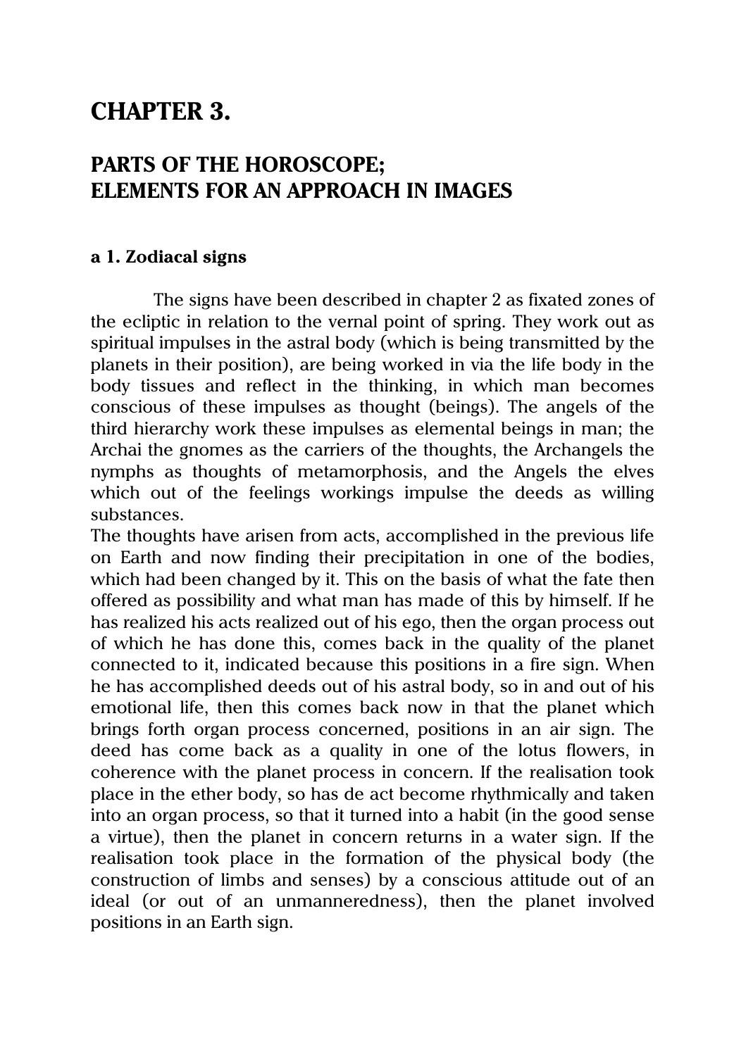# CHAPTER 3.

## PARTS OF THE HOROSCOPE; ELEMENTS FOR AN APPROACH IN IMAGES

### a 1. Zodiacal signs

The signs have been described in chapter 2 as fixated zones of the ecliptic in relation to the vernal point of spring. They work out as spiritual impulses in the astral body (which is being transmitted by the planets in their position), are being worked in via the life body in the body tissues and reflect in the thinking, in which man becomes conscious of these impulses as thought (beings). The angels of the third hierarchy work these impulses as elemental beings in man; the Archai the gnomes as the carriers of the thoughts, the Archangels the nymphs as thoughts of metamorphosis, and the Angels the elves which out of the feelings workings impulse the deeds as willing substances.

The thoughts have arisen from acts, accomplished in the previous life on Earth and now finding their precipitation in one of the bodies, which had been changed by it. This on the basis of what the fate then offered as possibility and what man has made of this by himself. If he has realized his acts realized out of his ego, then the organ process out of which he has done this, comes back in the quality of the planet connected to it, indicated because this positions in a fire sign. When he has accomplished deeds out of his astral body, so in and out of his emotional life, then this comes back now in that the planet which brings forth organ process concerned, positions in an air sign. The deed has come back as a quality in one of the lotus flowers, in coherence with the planet process in concern. If the realisation took place in the ether body, so has de act become rhythmically and taken into an organ process, so that it turned into a habit (in the good sense a virtue), then the planet in concern returns in a water sign. If the realisation took place in the formation of the physical body (the construction of limbs and senses) by a conscious attitude out of an ideal (or out of an unmanneredness), then the planet involved positions in an Earth sign.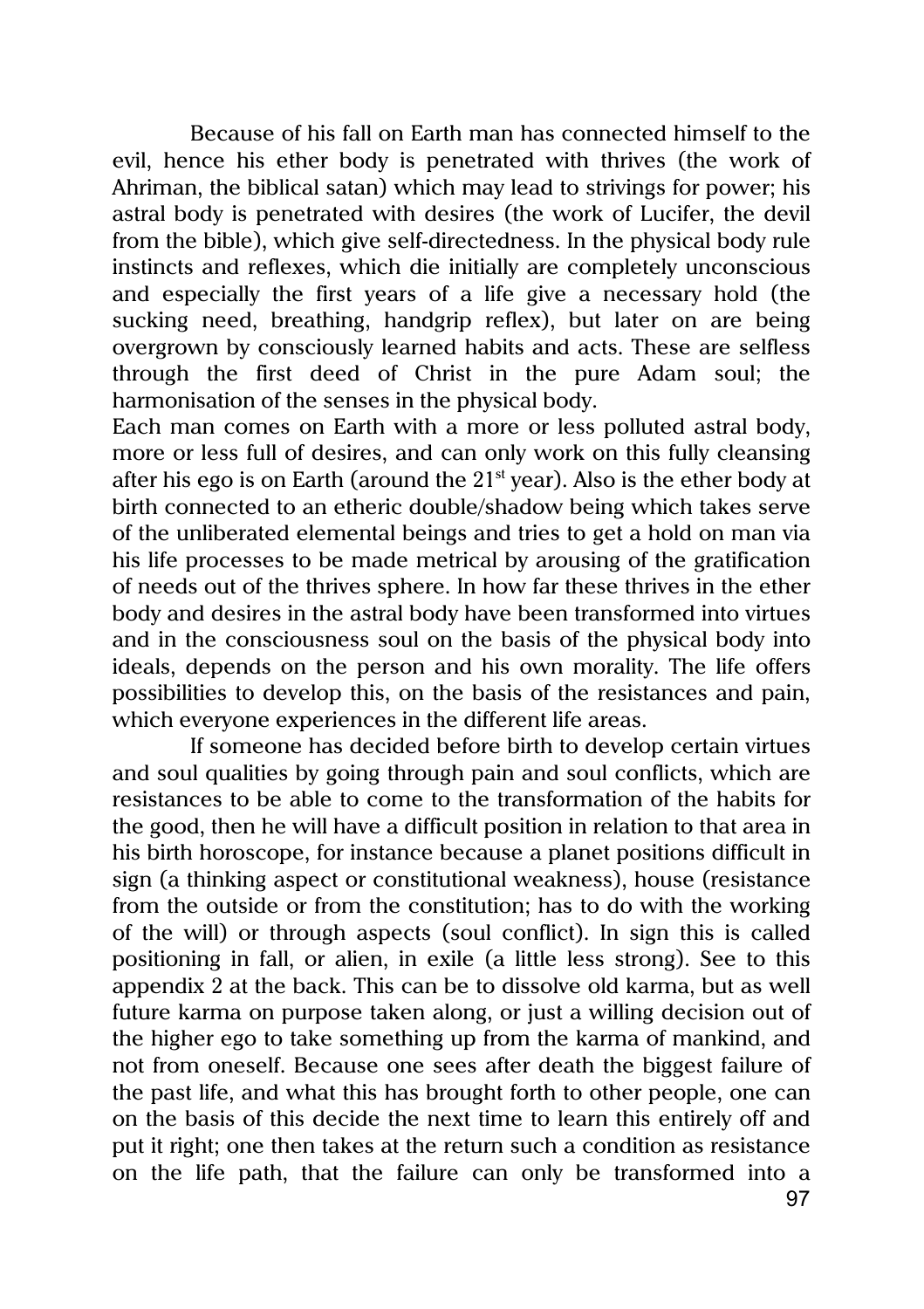Because of his fall on Earth man has connected himself to the evil, hence his ether body is penetrated with thrives (the work of Ahriman, the biblical satan) which may lead to strivings for power; his astral body is penetrated with desires (the work of Lucifer, the devil from the bible), which give self-directedness. In the physical body rule instincts and reflexes, which die initially are completely unconscious and especially the first years of a life give a necessary hold (the sucking need, breathing, handgrip reflex), but later on are being overgrown by consciously learned habits and acts. These are selfless through the first deed of Christ in the pure Adam soul; the harmonisation of the senses in the physical body.

Each man comes on Earth with a more or less polluted astral body, more or less full of desires, and can only work on this fully cleansing after his ego is on Earth (around the 21st year). Also is the ether body at birth connected to an etheric double/shadow being which takes serve of the unliberated elemental beings and tries to get a hold on man via his life processes to be made metrical by arousing of the gratification of needs out of the thrives sphere. In how far these thrives in the ether body and desires in the astral body have been transformed into virtues and in the consciousness soul on the basis of the physical body into ideals, depends on the person and his own morality. The life offers possibilities to develop this, on the basis of the resistances and pain, which everyone experiences in the different life areas.

If someone has decided before birth to develop certain virtues and soul qualities by going through pain and soul conflicts, which are resistances to be able to come to the transformation of the habits for the good, then he will have a difficult position in relation to that area in his birth horoscope, for instance because a planet positions difficult in sign (a thinking aspect or constitutional weakness), house (resistance from the outside or from the constitution; has to do with the working of the will) or through aspects (soul conflict). In sign this is called positioning in fall, or alien, in exile (a little less strong). See to this appendix 2 at the back. This can be to dissolve old karma, but as well future karma on purpose taken along, or just a willing decision out of the higher ego to take something up from the karma of mankind, and not from oneself. Because one sees after death the biggest failure of the past life, and what this has brought forth to other people, one can on the basis of this decide the next time to learn this entirely off and put it right; one then takes at the return such a condition as resistance on the life path, that the failure can only be transformed into a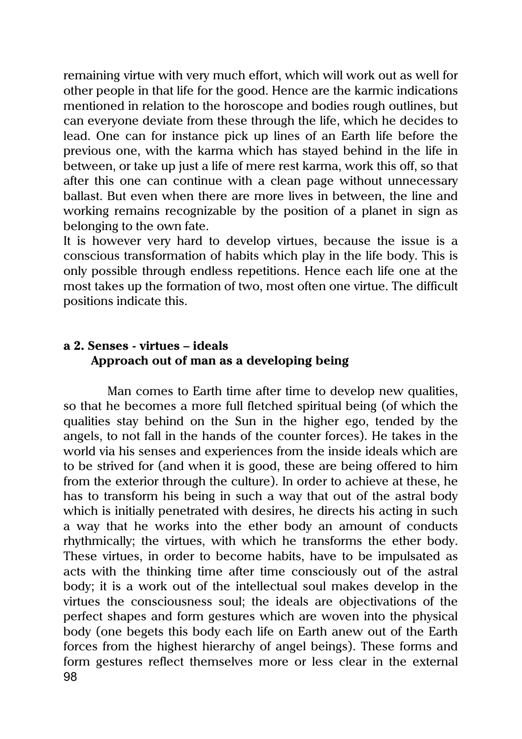remaining virtue with very much effort, which will work out as well for other people in that life for the good. Hence are the karmic indications mentioned in relation to the horoscope and bodies rough outlines, but can everyone deviate from these through the life, which he decides to lead. One can for instance pick up lines of an Earth life before the previous one, with the karma which has stayed behind in the life in between, or take up just a life of mere rest karma, work this off, so that after this one can continue with a clean page without unnecessary ballast. But even when there are more lives in between, the line and working remains recognizable by the position of a planet in sign as belonging to the own fate.

It is however very hard to develop virtues, because the issue is a conscious transformation of habits which play in the life body. This is only possible through endless repetitions. Hence each life one at the most takes up the formation of two, most often one virtue. The difficult positions indicate this.

### a 2. Senses - virtues – ideals
### Approach out of man as a developing being

Man comes to Earth time after time to develop new qualities, so that he becomes a more full fletched spiritual being (of which the qualities stay behind on the Sun in the higher ego, tended by the angels, to not fall in the hands of the counter forces). He takes in the world via his senses and experiences from the inside ideals which are to be strived for (and when it is good, these are being offered to him from the exterior through the culture). In order to achieve at these, he has to transform his being in such a way that out of the astral body which is initially penetrated with desires, he directs his acting in such a way that he works into the ether body an amount of conducts rhythmically; the virtues, with which he transforms the ether body. These virtues, in order to become habits, have to be impulsated as acts with the thinking time after time consciously out of the astral body; it is a work out of the intellectual soul makes develop in the virtues the consciousness soul; the ideals are objectivations of the perfect shapes and form gestures which are woven into the physical body (one begets this body each life on Earth anew out of the Earth forces from the highest hierarchy of angel beings). These forms and form gestures reflect themselves more or less clear in the external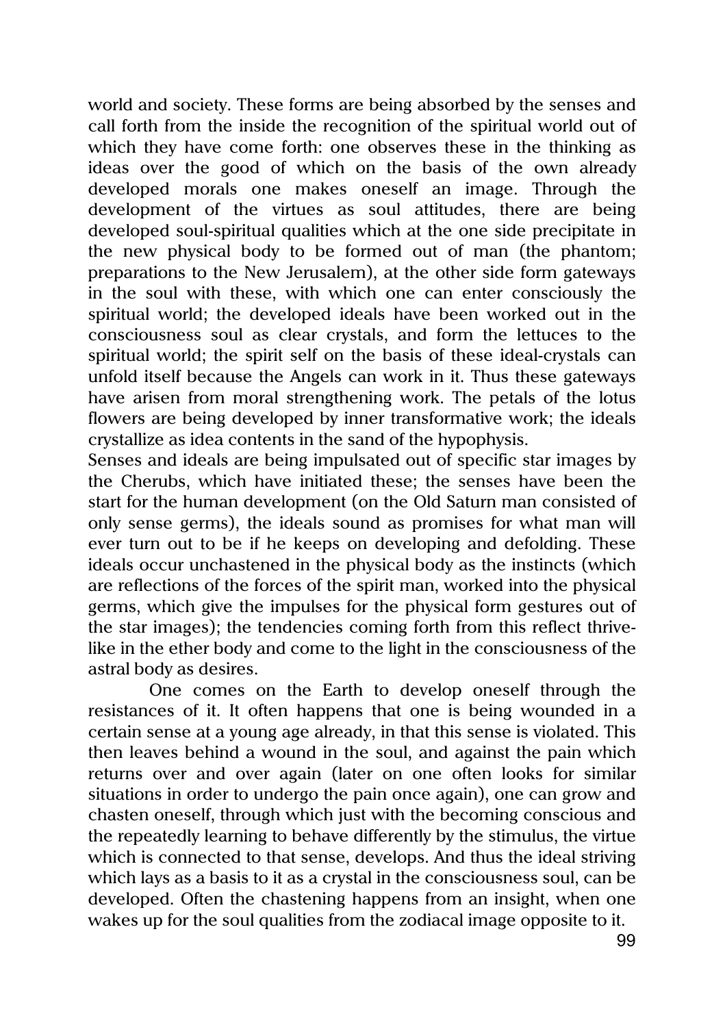world and society. These forms are being absorbed by the senses and call forth from the inside the recognition of the spiritual world out of which they have come forth: one observes these in the thinking as ideas over the good of which on the basis of the own already developed morals one makes oneself an image. Through the development of the virtues as soul attitudes, there are being developed soul-spiritual qualities which at the one side precipitate in the new physical body to be formed out of man (the phantom; preparations to the New Jerusalem), at the other side form gateways in the soul with these, with which one can enter consciously the spiritual world; the developed ideals have been worked out in the consciousness soul as clear crystals, and form the lettuces to the spiritual world; the spirit self on the basis of these ideal-crystals can unfold itself because the Angels can work in it. Thus these gateways have arisen from moral strengthening work. The petals of the lotus flowers are being developed by inner transformative work; the ideals crystallize as idea contents in the sand of the hypophysis.
Senses and ideals are being impulsated out of specific star images by the Cherubs, which have initiated these; the senses have been the start for the human development (on the Old Saturn man consisted of only sense germs), the ideals sound as promises for what man will ever turn out to be if he keeps on developing and defolding. These ideals occur unchastened in the physical body as the instincts (which are reflections of the forces of the spirit man, worked into the physical germs, which give the impulses for the physical form gestures out of the star images); the tendencies coming forth from this reflect thrive-like in the ether body and come to the light in the consciousness of the astral body as desires.

One comes on the Earth to develop oneself through the resistances of it. It often happens that one is being wounded in a certain sense at a young age already, in that this sense is violated. This then leaves behind a wound in the soul, and against the pain which returns over and over again (later on one often looks for similar situations in order to undergo the pain once again), one can grow and chasten oneself, through which just with the becoming conscious and the repeatedly learning to behave differently by the stimulus, the virtue which is connected to that sense, develops. And thus the ideal striving which lays as a basis to it as a crystal in the consciousness soul, can be developed. Often the chastening happens from an insight, when one wakes up for the soul qualities from the zodiacal image opposite to it.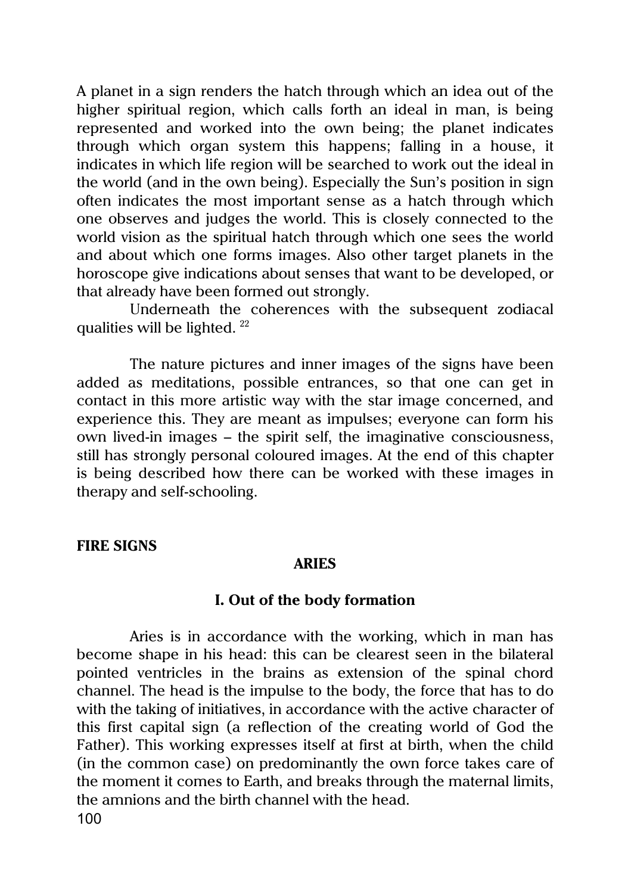A planet in a sign renders the hatch through which an idea out of the higher spiritual region, which calls forth an ideal in man, is being represented and worked into the own being; the planet indicates through which organ system this happens; falling in a house, it indicates in which life region will be searched to work out the ideal in the world (and in the own being). Especially the Sun's position in sign often indicates the most important sense as a hatch through which one observes and judges the world. This is closely connected to the world vision as the spiritual hatch through which one sees the world and about which one forms images. Also other target planets in the horoscope give indications about senses that want to be developed, or that already have been formed out strongly.

Underneath the coherences with the subsequent zodiacal qualities will be lighted. [22]

The nature pictures and inner images of the signs have been added as meditations, possible entrances, so that one can get in contact in this more artistic way with the star image concerned, and experience this. They are meant as impulses; everyone can form his own lived-in images – the spirit self, the imaginative consciousness, still has strongly personal coloured images. At the end of this chapter is being described how there can be worked with these images in therapy and self-schooling.

## FIRE SIGNS

### ARIES

#### I. Out of the body formation

Aries is in accordance with the working, which in man has become shape in his head: this can be clearest seen in the bilateral pointed ventricles in the brains as extension of the spinal chord channel. The head is the impulse to the body, the force that has to do with the taking of initiatives, in accordance with the active character of this first capital sign (a reflection of the creating world of God the Father). This working expresses itself at first at birth, when the child (in the common case) on predominantly the own force takes care of the moment it comes to Earth, and breaks through the maternal limits, the amnions and the birth channel with the head.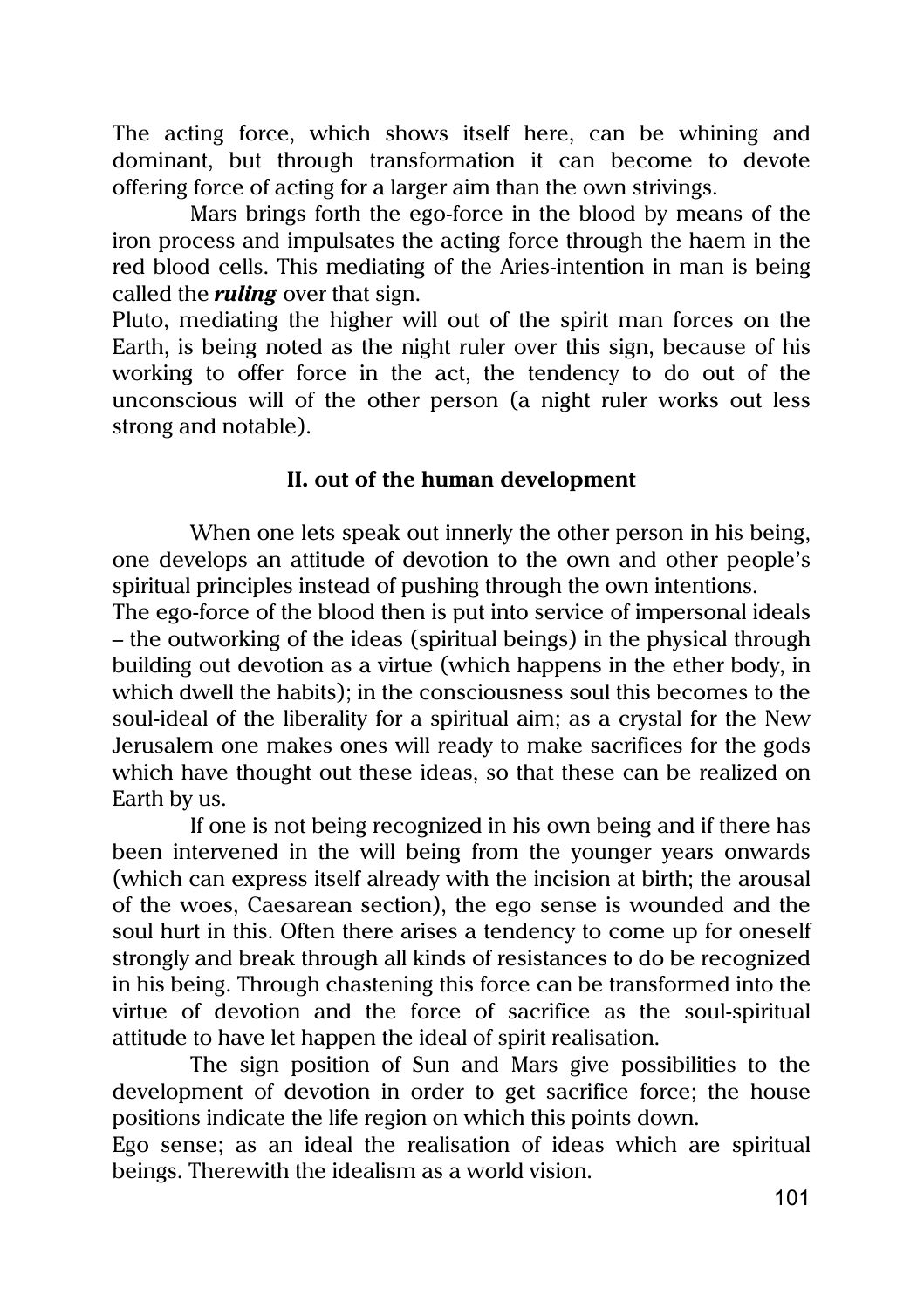The acting force, which shows itself here, can be whining and dominant, but through transformation it can become to devote offering force of acting for a larger aim than the own strivings.

Mars brings forth the ego-force in the blood by means of the iron process and impulsates the acting force through the haem in the red blood cells. This mediating of the Aries-intention in man is being called the ***ruling*** over that sign.

Pluto, mediating the higher will out of the spirit man forces on the Earth, is being noted as the night ruler over this sign, because of his working to offer force in the act, the tendency to do out of the unconscious will of the other person (a night ruler works out less strong and notable).

**II. out of the human development**

When one lets speak out innerly the other person in his being, one develops an attitude of devotion to the own and other people's spiritual principles instead of pushing through the own intentions.

The ego-force of the blood then is put into service of impersonal ideals – the outworking of the ideas (spiritual beings) in the physical through building out devotion as a virtue (which happens in the ether body, in which dwell the habits); in the consciousness soul this becomes to the soul-ideal of the liberality for a spiritual aim; as a crystal for the New Jerusalem one makes ones will ready to make sacrifices for the gods which have thought out these ideas, so that these can be realized on Earth by us.

If one is not being recognized in his own being and if there has been intervened in the will being from the younger years onwards (which can express itself already with the incision at birth; the arousal of the woes, Caesarean section), the ego sense is wounded and the soul hurt in this. Often there arises a tendency to come up for oneself strongly and break through all kinds of resistances to do be recognized in his being. Through chastening this force can be transformed into the virtue of devotion and the force of sacrifice as the soul-spiritual attitude to have let happen the ideal of spirit realisation.

The sign position of Sun and Mars give possibilities to the development of devotion in order to get sacrifice force; the house positions indicate the life region on which this points down.

Ego sense; as an ideal the realisation of ideas which are spiritual beings. Therewith the idealism as a world vision.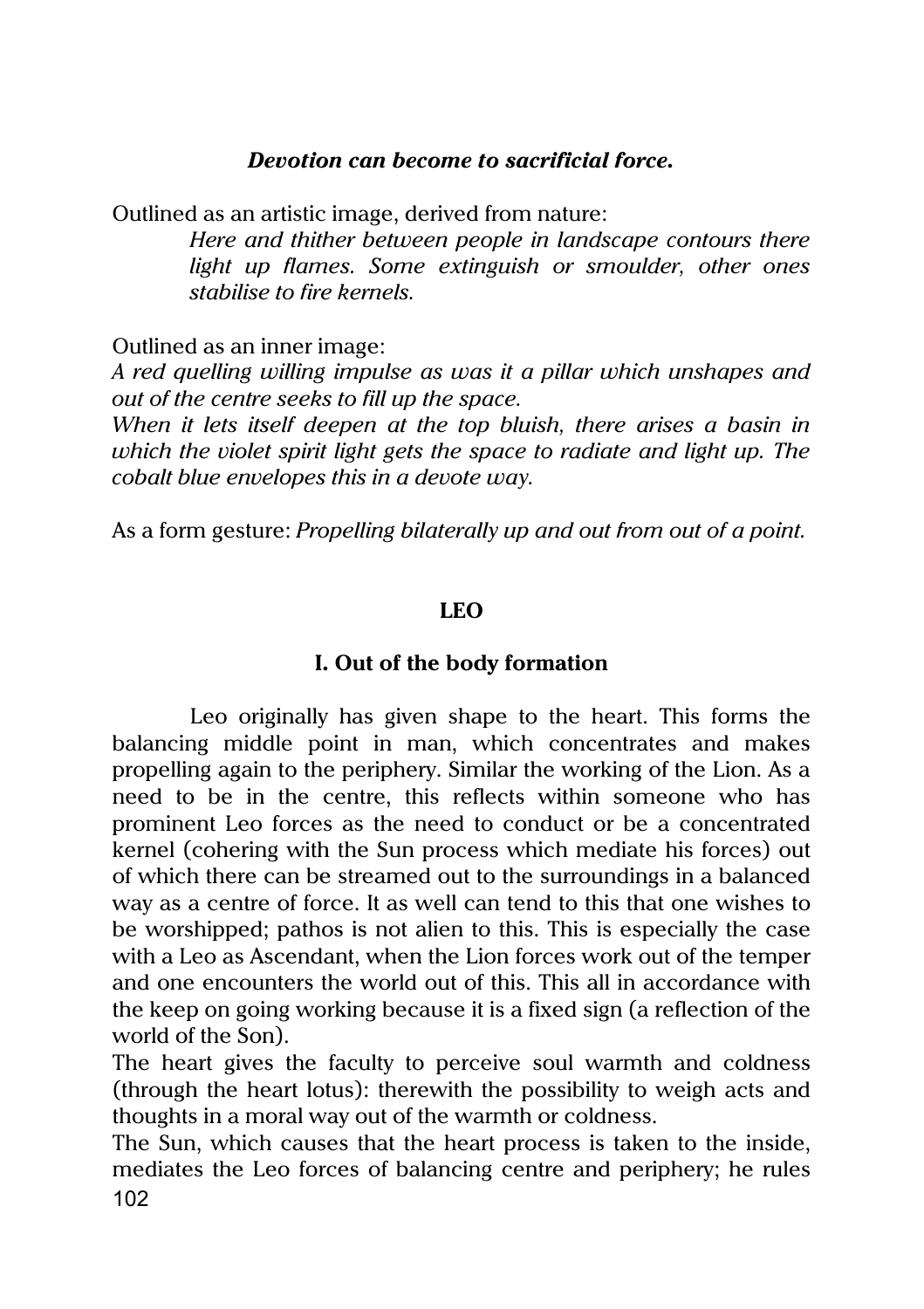***Devotion can become to sacrificial force.***

Outlined as an artistic image, derived from nature:

> *Here and thither between people in landscape contours there light up flames. Some extinguish or smoulder, other ones stabilise to fire kernels.*

Outlined as an inner image:

*A red quelling willing impulse as was it a pillar which unshapes and out of the centre seeks to fill up the space.*

*When it lets itself deepen at the top bluish, there arises a basin in which the violet spirit light gets the space to radiate and light up. The cobalt blue envelopes this in a devote way.*

As a form gesture: *Propelling bilaterally up and out from out of a point.*

## LEO

### I. Out of the body formation

Leo originally has given shape to the heart. This forms the balancing middle point in man, which concentrates and makes propelling again to the periphery. Similar the working of the Lion. As a need to be in the centre, this reflects within someone who has prominent Leo forces as the need to conduct or be a concentrated kernel (cohering with the Sun process which mediate his forces) out of which there can be streamed out to the surroundings in a balanced way as a centre of force. It as well can tend to this that one wishes to be worshipped; pathos is not alien to this. This is especially the case with a Leo as Ascendant, when the Lion forces work out of the temper and one encounters the world out of this. This all in accordance with the keep on going working because it is a fixed sign (a reflection of the world of the Son).

The heart gives the faculty to perceive soul warmth and coldness (through the heart lotus): therewith the possibility to weigh acts and thoughts in a moral way out of the warmth or coldness.

The Sun, which causes that the heart process is taken to the inside, mediates the Leo forces of balancing centre and periphery; he rules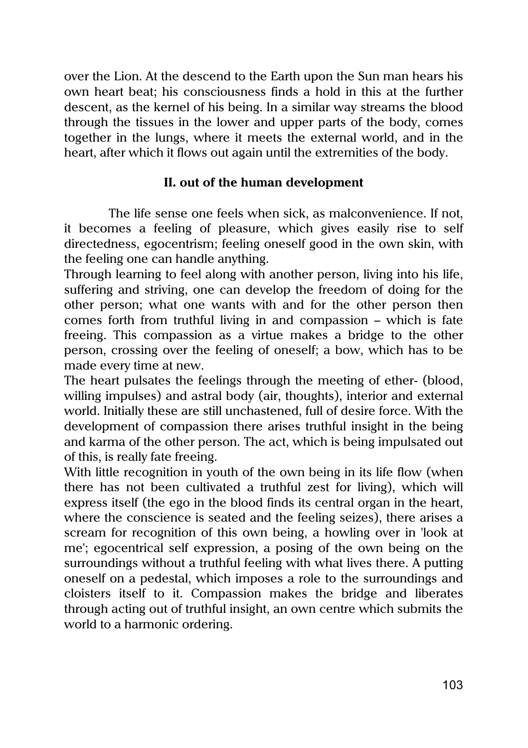over the Lion. At the descend to the Earth upon the Sun man hears his own heart beat; his consciousness finds a hold in this at the further descent, as the kernel of his being. In a similar way streams the blood through the tissues in the lower and upper parts of the body, comes together in the lungs, where it meets the external world, and in the heart, after which it flows out again until the extremities of the body.

### II. out of the human development

The life sense one feels when sick, as malconvenience. If not, it becomes a feeling of pleasure, which gives easily rise to self directedness, egocentrism; feeling oneself good in the own skin, with the feeling one can handle anything.

Through learning to feel along with another person, living into his life, suffering and striving, one can develop the freedom of doing for the other person; what one wants with and for the other person then comes forth from truthful living in and compassion – which is fate freeing. This compassion as a virtue makes a bridge to the other person, crossing over the feeling of oneself; a bow, which has to be made every time at new.

The heart pulsates the feelings through the meeting of ether- (blood, willing impulses) and astral body (air, thoughts), interior and external world. Initially these are still unchastened, full of desire force. With the development of compassion there arises truthful insight in the being and karma of the other person. The act, which is being impulsated out of this, is really fate freeing.

With little recognition in youth of the own being in its life flow (when there has not been cultivated a truthful zest for living), which will express itself (the ego in the blood finds its central organ in the heart, where the conscience is seated and the feeling seizes), there arises a scream for recognition of this own being, a howling over in 'look at me'; egocentrical self expression, a posing of the own being on the surroundings without a truthful feeling with what lives there. A putting oneself on a pedestal, which imposes a role to the surroundings and cloisters itself to it. Compassion makes the bridge and liberates through acting out of truthful insight, an own centre which submits the world to a harmonic ordering.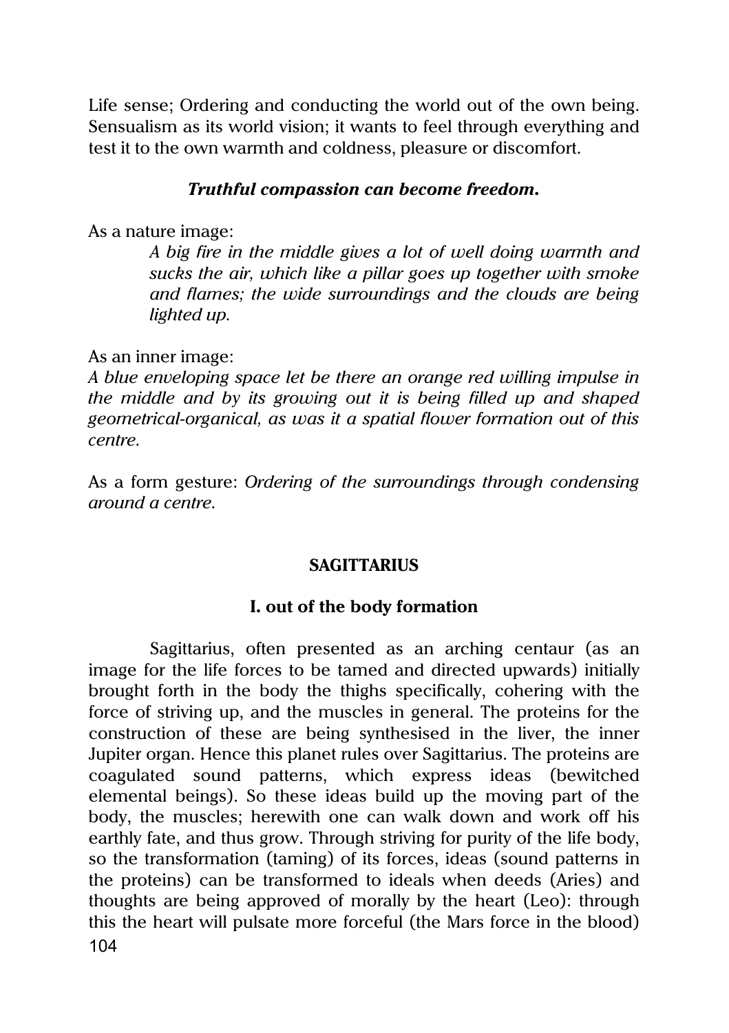Life sense; Ordering and conducting the world out of the own being. Sensualism as its world vision; it wants to feel through everything and test it to the own warmth and coldness, pleasure or discomfort.

***Truthful compassion can become freedom.***

As a nature image:

> *A big fire in the middle gives a lot of well doing warmth and sucks the air, which like a pillar goes up together with smoke and flames; the wide surroundings and the clouds are being lighted up.*

As an inner image:

*A blue enveloping space let be there an orange red willing impulse in the middle and by its growing out it is being filled up and shaped geometrical-organical, as was it a spatial flower formation out of this centre.*

As a form gesture: *Ordering of the surroundings through condensing around a centre.*

## SAGITTARIUS

### I. out of the body formation

Sagittarius, often presented as an arching centaur (as an image for the life forces to be tamed and directed upwards) initially brought forth in the body the thighs specifically, cohering with the force of striving up, and the muscles in general. The proteins for the construction of these are being synthesised in the liver, the inner Jupiter organ. Hence this planet rules over Sagittarius. The proteins are coagulated sound patterns, which express ideas (bewitched elemental beings). So these ideas build up the moving part of the body, the muscles; herewith one can walk down and work off his earthly fate, and thus grow. Through striving for purity of the life body, so the transformation (taming) of its forces, ideas (sound patterns in the proteins) can be transformed to ideals when deeds (Aries) and thoughts are being approved of morally by the heart (Leo): through this the heart will pulsate more forceful (the Mars force in the blood)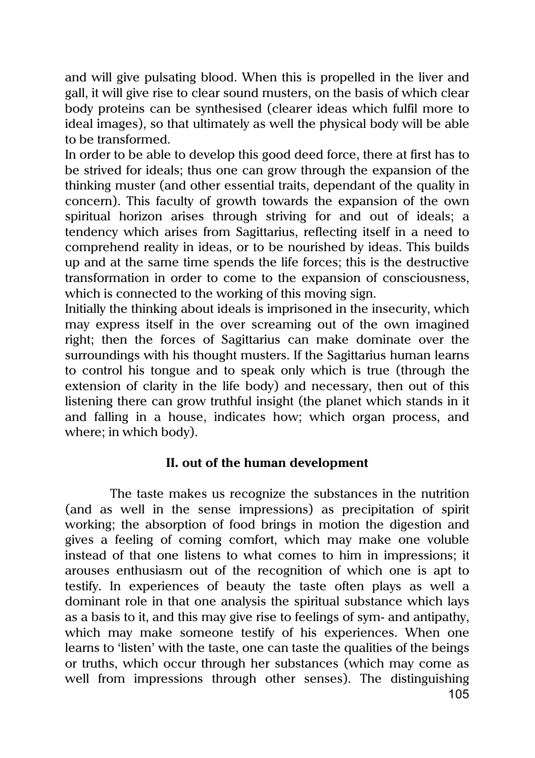and will give pulsating blood. When this is propelled in the liver and gall, it will give rise to clear sound musters, on the basis of which clear body proteins can be synthesised (clearer ideas which fulfil more to ideal images), so that ultimately as well the physical body will be able to be transformed.

In order to be able to develop this good deed force, there at first has to be strived for ideals; thus one can grow through the expansion of the thinking muster (and other essential traits, dependant of the quality in concern). This faculty of growth towards the expansion of the own spiritual horizon arises through striving for and out of ideals; a tendency which arises from Sagittarius, reflecting itself in a need to comprehend reality in ideas, or to be nourished by ideas. This builds up and at the same time spends the life forces; this is the destructive transformation in order to come to the expansion of consciousness, which is connected to the working of this moving sign.

Initially the thinking about ideals is imprisoned in the insecurity, which may express itself in the over screaming out of the own imagined right; then the forces of Sagittarius can make dominate over the surroundings with his thought musters. If the Sagittarius human learns to control his tongue and to speak only which is true (through the extension of clarity in the life body) and necessary, then out of this listening there can grow truthful insight (the planet which stands in it and falling in a house, indicates how; which organ process, and where; in which body).

**II. out of the human development**

The taste makes us recognize the substances in the nutrition (and as well in the sense impressions) as precipitation of spirit working; the absorption of food brings in motion the digestion and gives a feeling of coming comfort, which may make one voluble instead of that one listens to what comes to him in impressions; it arouses enthusiasm out of the recognition of which one is apt to testify. In experiences of beauty the taste often plays as well a dominant role in that one analysis the spiritual substance which lays as a basis to it, and this may give rise to feelings of sym- and antipathy, which may make someone testify of his experiences. When one learns to 'listen' with the taste, one can taste the qualities of the beings or truths, which occur through her substances (which may come as well from impressions through other senses). The distinguishing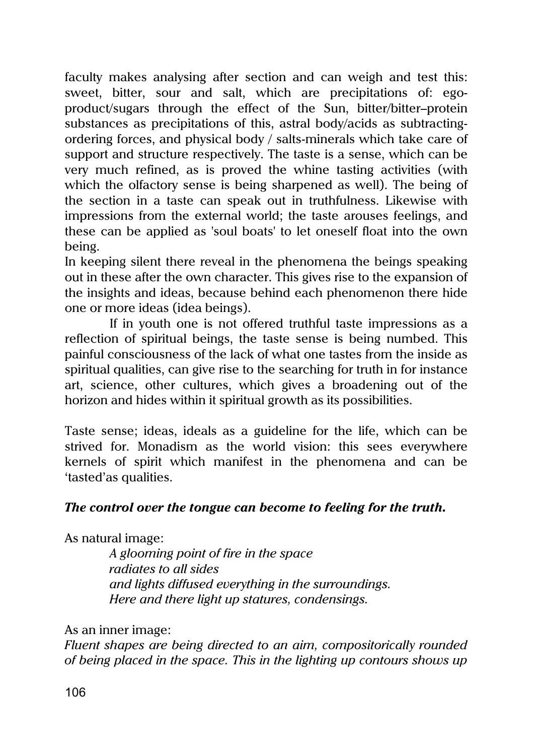faculty makes analysing after section and can weigh and test this: sweet, bitter, sour and salt, which are precipitations of: ego-product/sugars through the effect of the Sun, bitter/bitter–protein substances as precipitations of this, astral body/acids as subtracting-ordering forces, and physical body / salts-minerals which take care of support and structure respectively. The taste is a sense, which can be very much refined, as is proved the whine tasting activities (with which the olfactory sense is being sharpened as well). The being of the section in a taste can speak out in truthfulness. Likewise with impressions from the external world; the taste arouses feelings, and these can be applied as 'soul boats' to let oneself float into the own being.

In keeping silent there reveal in the phenomena the beings speaking out in these after the own character. This gives rise to the expansion of the insights and ideas, because behind each phenomenon there hide one or more ideas (idea beings).

If in youth one is not offered truthful taste impressions as a reflection of spiritual beings, the taste sense is being numbed. This painful consciousness of the lack of what one tastes from the inside as spiritual qualities, can give rise to the searching for truth in for instance art, science, other cultures, which gives a broadening out of the horizon and hides within it spiritual growth as its possibilities.

Taste sense; ideas, ideals as a guideline for the life, which can be strived for. Monadism as the world vision: this sees everywhere kernels of spirit which manifest in the phenomena and can be 'tasted'as qualities.

***The control over the tongue can become to feeling for the truth.***

As natural image:

*A glooming point of fire in the space*
*radiates to all sides*
*and lights diffused everything in the surroundings.*
*Here and there light up statures, condensings.*

As an inner image:

*Fluent shapes are being directed to an aim, compositorically rounded of being placed in the space. This in the lighting up contours shows up*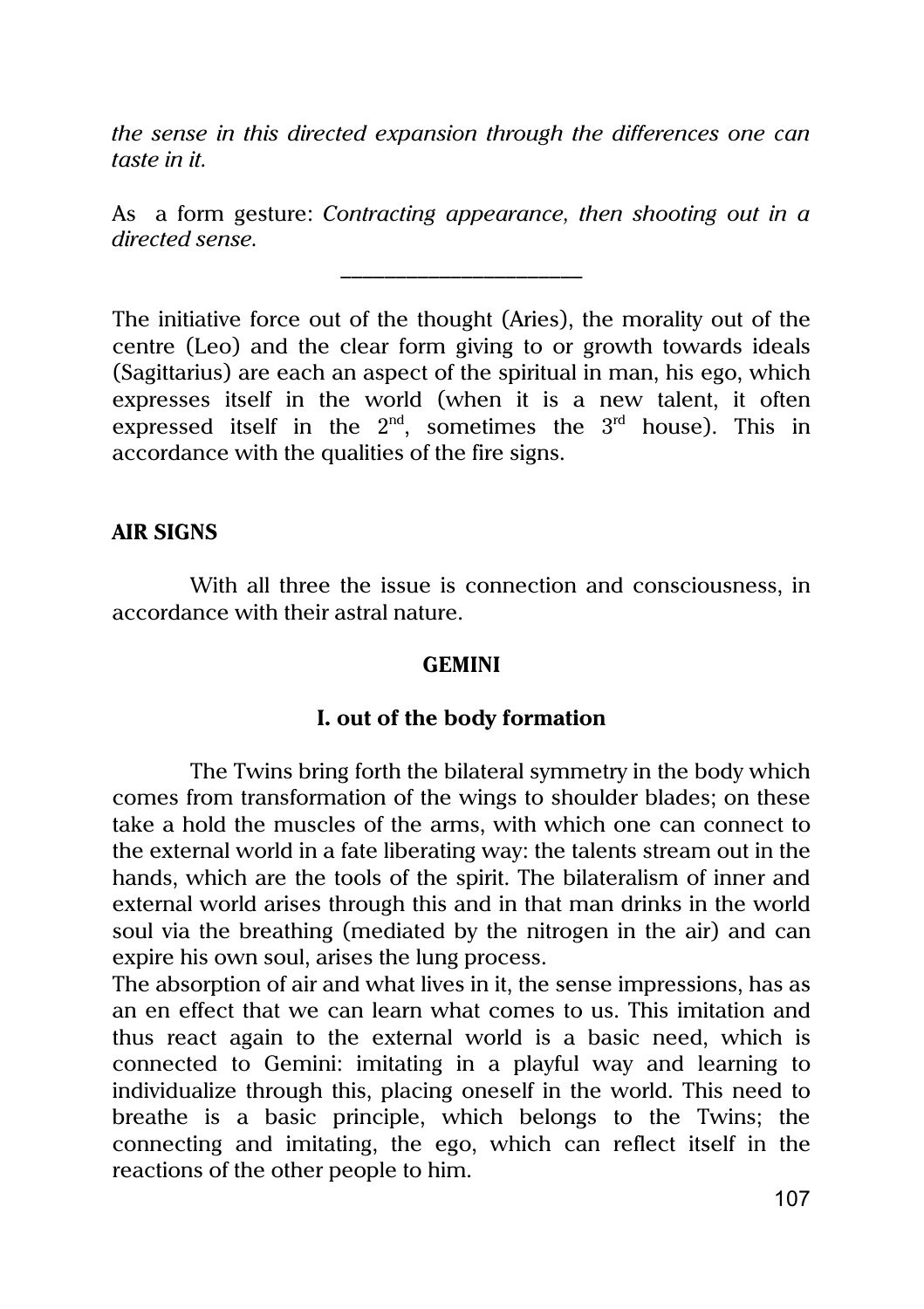*the sense in this directed expansion through the differences one can taste in it.*

As a form gesture: *Contracting appearance, then shooting out in a directed sense.*

---

The initiative force out of the thought (Aries), the morality out of the centre (Leo) and the clear form giving to or growth towards ideals (Sagittarius) are each an aspect of the spiritual in man, his ego, which expresses itself in the world (when it is a new talent, it often expressed itself in the 2nd, sometimes the 3rd house). This in accordance with the qualities of the fire signs.

## AIR SIGNS

With all three the issue is connection and consciousness, in accordance with their astral nature.

### GEMINI

#### I. out of the body formation

The Twins bring forth the bilateral symmetry in the body which comes from transformation of the wings to shoulder blades; on these take a hold the muscles of the arms, with which one can connect to the external world in a fate liberating way: the talents stream out in the hands, which are the tools of the spirit. The bilateralism of inner and external world arises through this and in that man drinks in the world soul via the breathing (mediated by the nitrogen in the air) and can expire his own soul, arises the lung process.
The absorption of air and what lives in it, the sense impressions, has as an en effect that we can learn what comes to us. This imitation and thus react again to the external world is a basic need, which is connected to Gemini: imitating in a playful way and learning to individualize through this, placing oneself in the world. This need to breathe is a basic principle, which belongs to the Twins; the connecting and imitating, the ego, which can reflect itself in the reactions of the other people to him.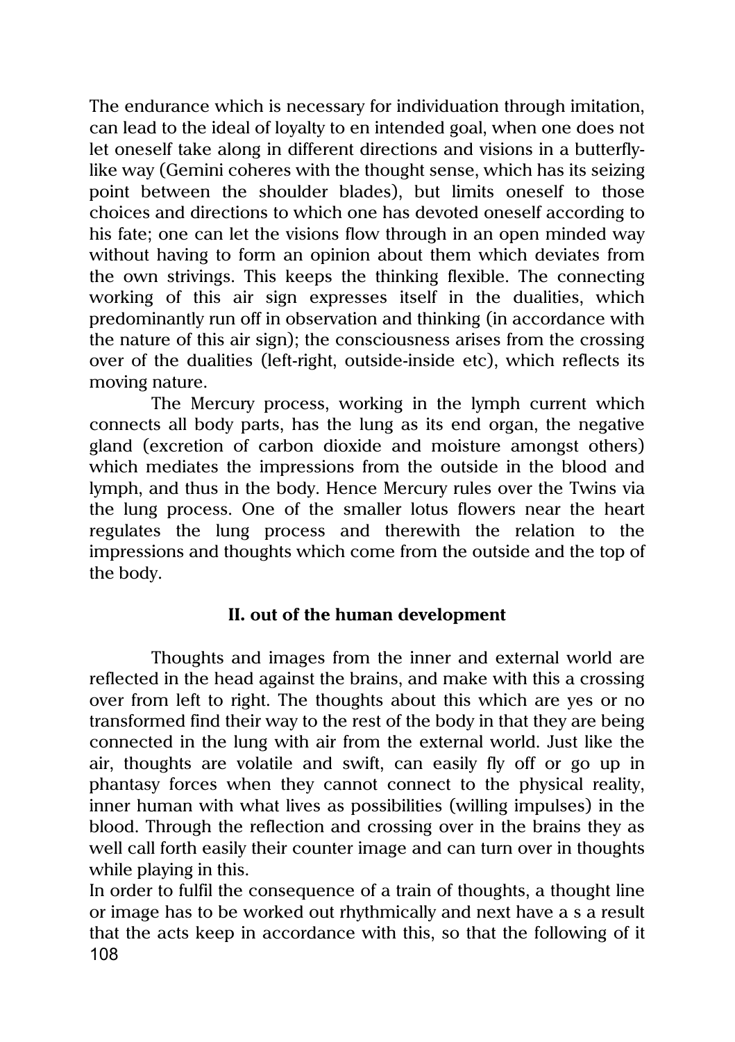The endurance which is necessary for individuation through imitation, can lead to the ideal of loyalty to en intended goal, when one does not let oneself take along in different directions and visions in a butterfly-like way (Gemini coheres with the thought sense, which has its seizing point between the shoulder blades), but limits oneself to those choices and directions to which one has devoted oneself according to his fate; one can let the visions flow through in an open minded way without having to form an opinion about them which deviates from the own strivings. This keeps the thinking flexible. The connecting working of this air sign expresses itself in the dualities, which predominantly run off in observation and thinking (in accordance with the nature of this air sign); the consciousness arises from the crossing over of the dualities (left-right, outside-inside etc), which reflects its moving nature.

The Mercury process, working in the lymph current which connects all body parts, has the lung as its end organ, the negative gland (excretion of carbon dioxide and moisture amongst others) which mediates the impressions from the outside in the blood and lymph, and thus in the body. Hence Mercury rules over the Twins via the lung process. One of the smaller lotus flowers near the heart regulates the lung process and therewith the relation to the impressions and thoughts which come from the outside and the top of the body.

### II. out of the human development

Thoughts and images from the inner and external world are reflected in the head against the brains, and make with this a crossing over from left to right. The thoughts about this which are yes or no transformed find their way to the rest of the body in that they are being connected in the lung with air from the external world. Just like the air, thoughts are volatile and swift, can easily fly off or go up in phantasy forces when they cannot connect to the physical reality, inner human with what lives as possibilities (willing impulses) in the blood. Through the reflection and crossing over in the brains they as well call forth easily their counter image and can turn over in thoughts while playing in this.

In order to fulfil the consequence of a train of thoughts, a thought line or image has to be worked out rhythmically and next have a s a result that the acts keep in accordance with this, so that the following of it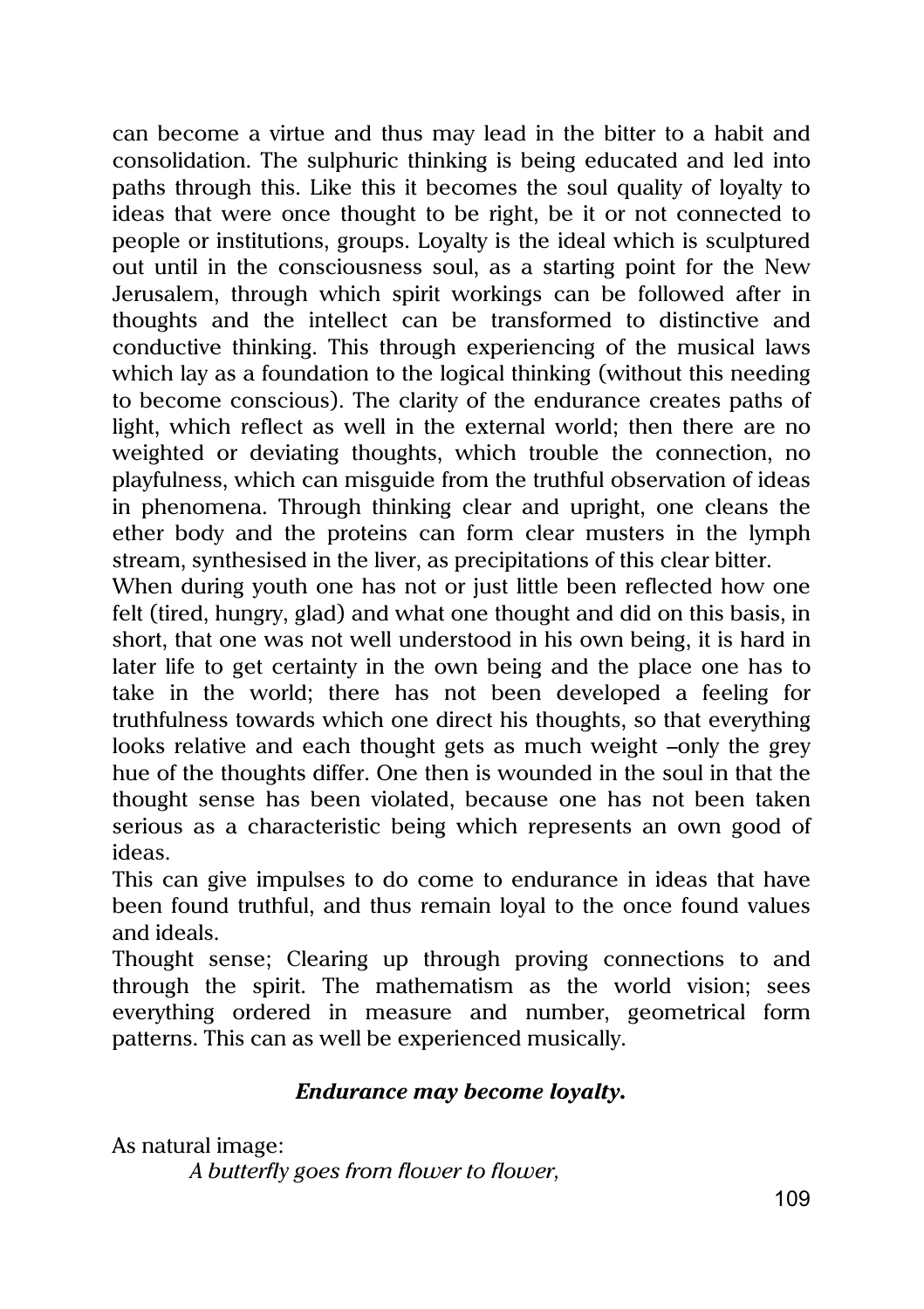can become a virtue and thus may lead in the bitter to a habit and consolidation. The sulphuric thinking is being educated and led into paths through this. Like this it becomes the soul quality of loyalty to ideas that were once thought to be right, be it or not connected to people or institutions, groups. Loyalty is the ideal which is sculptured out until in the consciousness soul, as a starting point for the New Jerusalem, through which spirit workings can be followed after in thoughts and the intellect can be transformed to distinctive and conductive thinking. This through experiencing of the musical laws which lay as a foundation to the logical thinking (without this needing to become conscious). The clarity of the endurance creates paths of light, which reflect as well in the external world; then there are no weighted or deviating thoughts, which trouble the connection, no playfulness, which can misguide from the truthful observation of ideas in phenomena. Through thinking clear and upright, one cleans the ether body and the proteins can form clear musters in the lymph stream, synthesised in the liver, as precipitations of this clear bitter.

When during youth one has not or just little been reflected how one felt (tired, hungry, glad) and what one thought and did on this basis, in short, that one was not well understood in his own being, it is hard in later life to get certainty in the own being and the place one has to take in the world; there has not been developed a feeling for truthfulness towards which one direct his thoughts, so that everything looks relative and each thought gets as much weight –only the grey hue of the thoughts differ. One then is wounded in the soul in that the thought sense has been violated, because one has not been taken serious as a characteristic being which represents an own good of ideas.

This can give impulses to do come to endurance in ideas that have been found truthful, and thus remain loyal to the once found values and ideals.

Thought sense; Clearing up through proving connections to and through the spirit. The mathematism as the world vision; sees everything ordered in measure and number, geometrical form patterns. This can as well be experienced musically.

***Endurance may become loyalty.***

As natural image:

*A butterfly goes from flower to flower,*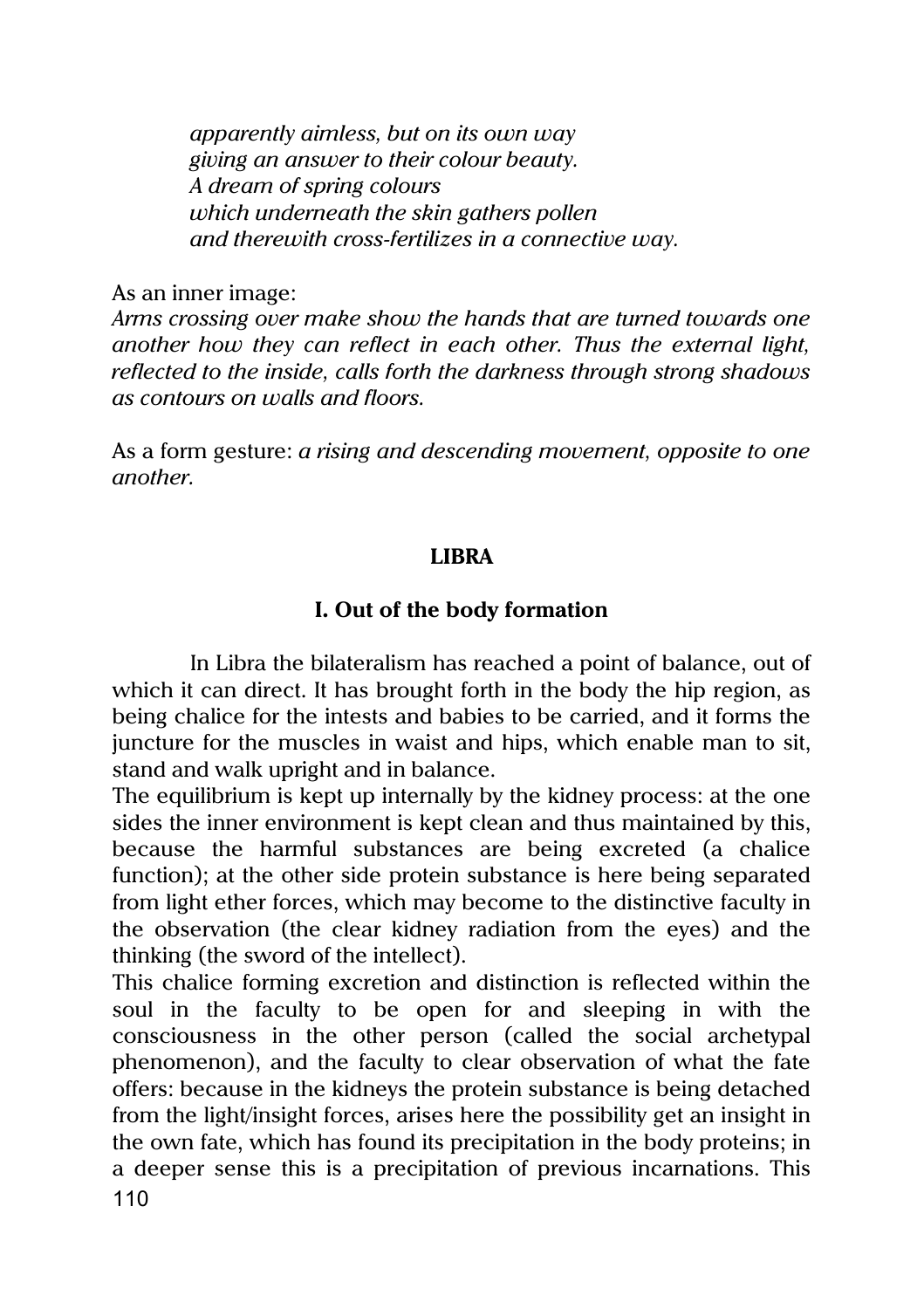*apparently aimless, but on its own way*
*giving an answer to their colour beauty.*
*A dream of spring colours*
*which underneath the skin gathers pollen*
*and therewith cross-fertilizes in a connective way.*

As an inner image:
*Arms crossing over make show the hands that are turned towards one another how they can reflect in each other. Thus the external light, reflected to the inside, calls forth the darkness through strong shadows as contours on walls and floors.*

As a form gesture: *a rising and descending movement, opposite to one another.*

## LIBRA

### I. Out of the body formation

In Libra the bilateralism has reached a point of balance, out of which it can direct. It has brought forth in the body the hip region, as being chalice for the intests and babies to be carried, and it forms the juncture for the muscles in waist and hips, which enable man to sit, stand and walk upright and in balance.
The equilibrium is kept up internally by the kidney process: at the one sides the inner environment is kept clean and thus maintained by this, because the harmful substances are being excreted (a chalice function); at the other side protein substance is here being separated from light ether forces, which may become to the distinctive faculty in the observation (the clear kidney radiation from the eyes) and the thinking (the sword of the intellect).
This chalice forming excretion and distinction is reflected within the soul in the faculty to be open for and sleeping in with the consciousness in the other person (called the social archetypal phenomenon), and the faculty to clear observation of what the fate offers: because in the kidneys the protein substance is being detached from the light/insight forces, arises here the possibility get an insight in the own fate, which has found its precipitation in the body proteins; in a deeper sense this is a precipitation of previous incarnations. This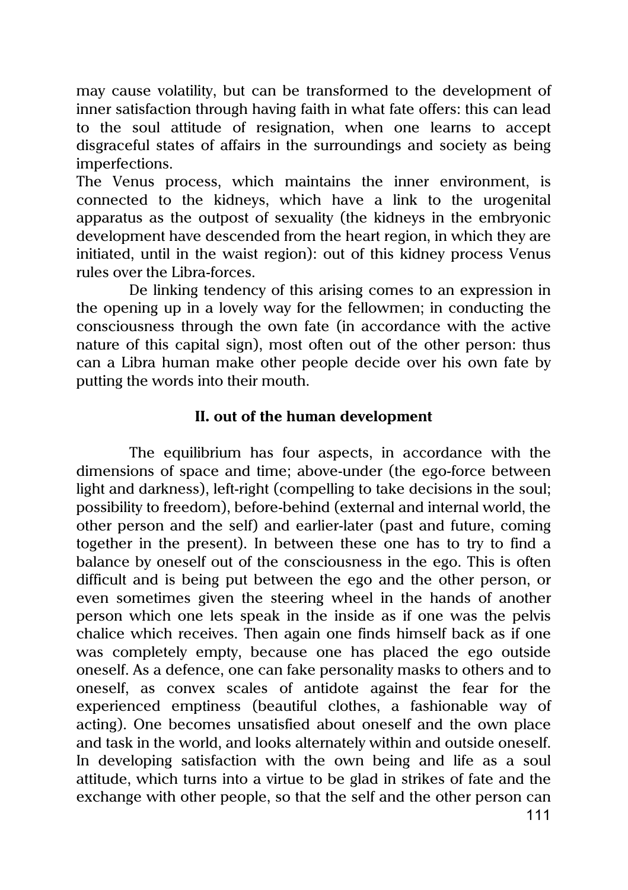may cause volatility, but can be transformed to the development of inner satisfaction through having faith in what fate offers: this can lead to the soul attitude of resignation, when one learns to accept disgraceful states of affairs in the surroundings and society as being imperfections.

The Venus process, which maintains the inner environment, is connected to the kidneys, which have a link to the urogenital apparatus as the outpost of sexuality (the kidneys in the embryonic development have descended from the heart region, in which they are initiated, until in the waist region): out of this kidney process Venus rules over the Libra-forces.

De linking tendency of this arising comes to an expression in the opening up in a lovely way for the fellowmen; in conducting the consciousness through the own fate (in accordance with the active nature of this capital sign), most often out of the other person: thus can a Libra human make other people decide over his own fate by putting the words into their mouth.

## II. out of the human development

The equilibrium has four aspects, in accordance with the dimensions of space and time; above-under (the ego-force between light and darkness), left-right (compelling to take decisions in the soul; possibility to freedom), before-behind (external and internal world, the other person and the self) and earlier-later (past and future, coming together in the present). In between these one has to try to find a balance by oneself out of the consciousness in the ego. This is often difficult and is being put between the ego and the other person, or even sometimes given the steering wheel in the hands of another person which one lets speak in the inside as if one was the pelvis chalice which receives. Then again one finds himself back as if one was completely empty, because one has placed the ego outside oneself. As a defence, one can fake personality masks to others and to oneself, as convex scales of antidote against the fear for the experienced emptiness (beautiful clothes, a fashionable way of acting). One becomes unsatisfied about oneself and the own place and task in the world, and looks alternately within and outside oneself. In developing satisfaction with the own being and life as a soul attitude, which turns into a virtue to be glad in strikes of fate and the exchange with other people, so that the self and the other person can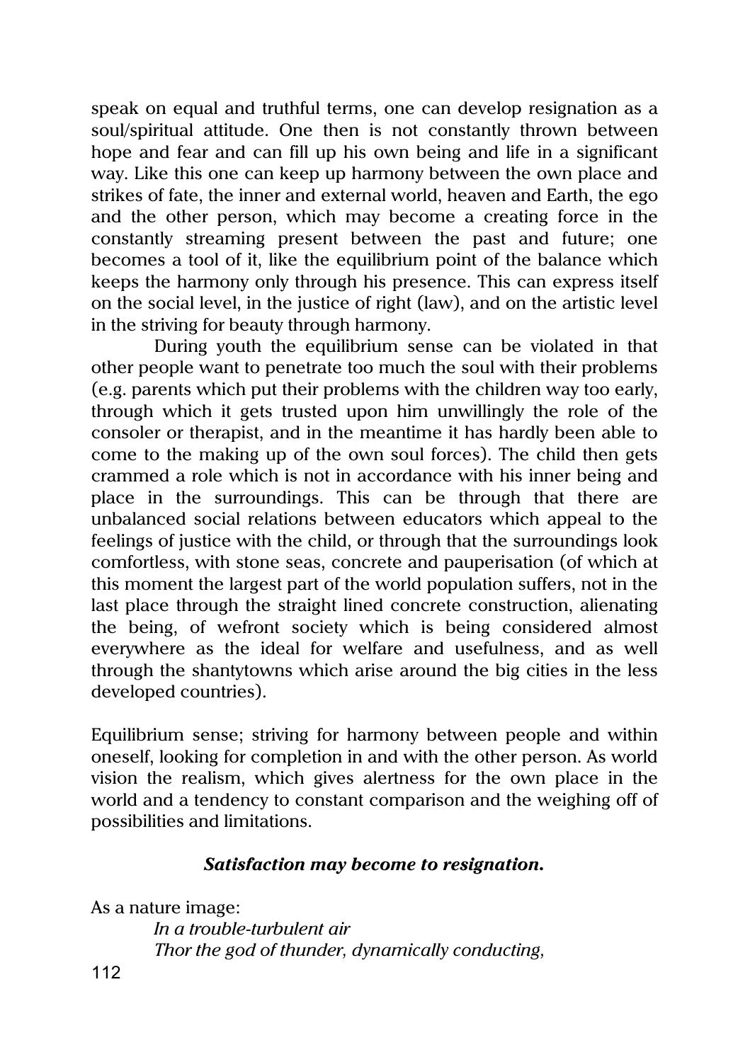speak on equal and truthful terms, one can develop resignation as a soul/spiritual attitude. One then is not constantly thrown between hope and fear and can fill up his own being and life in a significant way. Like this one can keep up harmony between the own place and strikes of fate, the inner and external world, heaven and Earth, the ego and the other person, which may become a creating force in the constantly streaming present between the past and future; one becomes a tool of it, like the equilibrium point of the balance which keeps the harmony only through his presence. This can express itself on the social level, in the justice of right (law), and on the artistic level in the striving for beauty through harmony.

During youth the equilibrium sense can be violated in that other people want to penetrate too much the soul with their problems (e.g. parents which put their problems with the children way too early, through which it gets trusted upon him unwillingly the role of the consoler or therapist, and in the meantime it has hardly been able to come to the making up of the own soul forces). The child then gets crammed a role which is not in accordance with his inner being and place in the surroundings. This can be through that there are unbalanced social relations between educators which appeal to the feelings of justice with the child, or through that the surroundings look comfortless, with stone seas, concrete and pauperisation (of which at this moment the largest part of the world population suffers, not in the last place through the straight lined concrete construction, alienating the being, of wefront society which is being considered almost everywhere as the ideal for welfare and usefulness, and as well through the shantytowns which arise around the big cities in the less developed countries).

Equilibrium sense; striving for harmony between people and within oneself, looking for completion in and with the other person. As world vision the realism, which gives alertness for the own place in the world and a tendency to constant comparison and the weighing off of possibilities and limitations.

***Satisfaction may become to resignation.***

As a nature image:

*In a trouble-turbulent air*
*Thor the god of thunder, dynamically conducting,*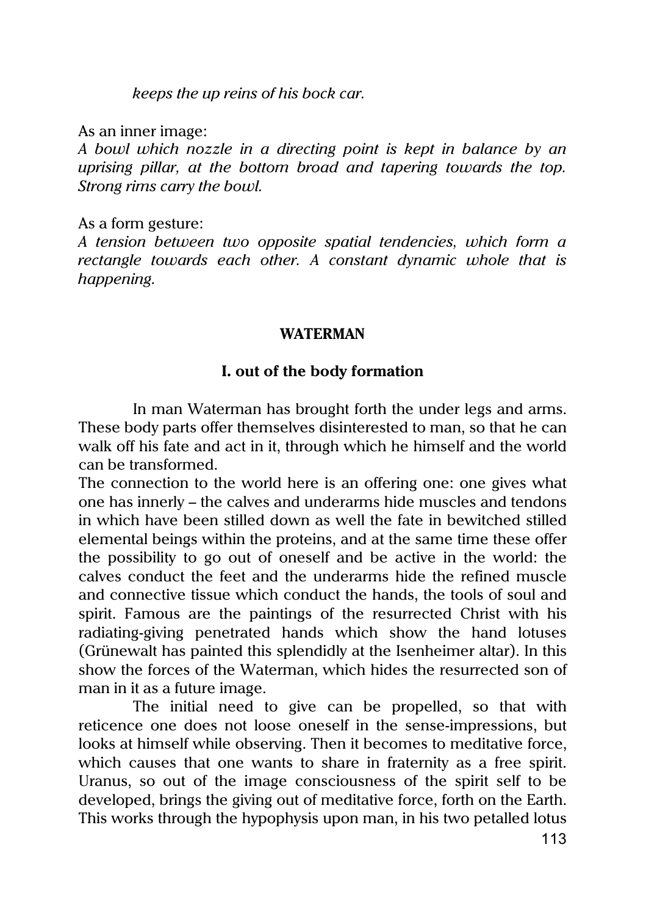*keeps the up reins of his bock car.*

As an inner image:
*A bowl which nozzle in a directing point is kept in balance by an uprising pillar, at the bottom broad and tapering towards the top. Strong rims carry the bowl.*

As a form gesture:
*A tension between two opposite spatial tendencies, which form a rectangle towards each other. A constant dynamic whole that is happening.*

## WATERMAN

### I. out of the body formation

In man Waterman has brought forth the under legs and arms. These body parts offer themselves disinterested to man, so that he can walk off his fate and act in it, through which he himself and the world can be transformed.
The connection to the world here is an offering one: one gives what one has innerly – the calves and underarms hide muscles and tendons in which have been stilled down as well the fate in bewitched stilled elemental beings within the proteins, and at the same time these offer the possibility to go out of oneself and be active in the world: the calves conduct the feet and the underarms hide the refined muscle and connective tissue which conduct the hands, the tools of soul and spirit. Famous are the paintings of the resurrected Christ with his radiating-giving penetrated hands which show the hand lotuses (Grünewalt has painted this splendidly at the Isenheimer altar). In this show the forces of the Waterman, which hides the resurrected son of man in it as a future image.

The initial need to give can be propelled, so that with reticence one does not loose oneself in the sense-impressions, but looks at himself while observing. Then it becomes to meditative force, which causes that one wants to share in fraternity as a free spirit. Uranus, so out of the image consciousness of the spirit self to be developed, brings the giving out of meditative force, forth on the Earth. This works through the hypophysis upon man, in his two petalled lotus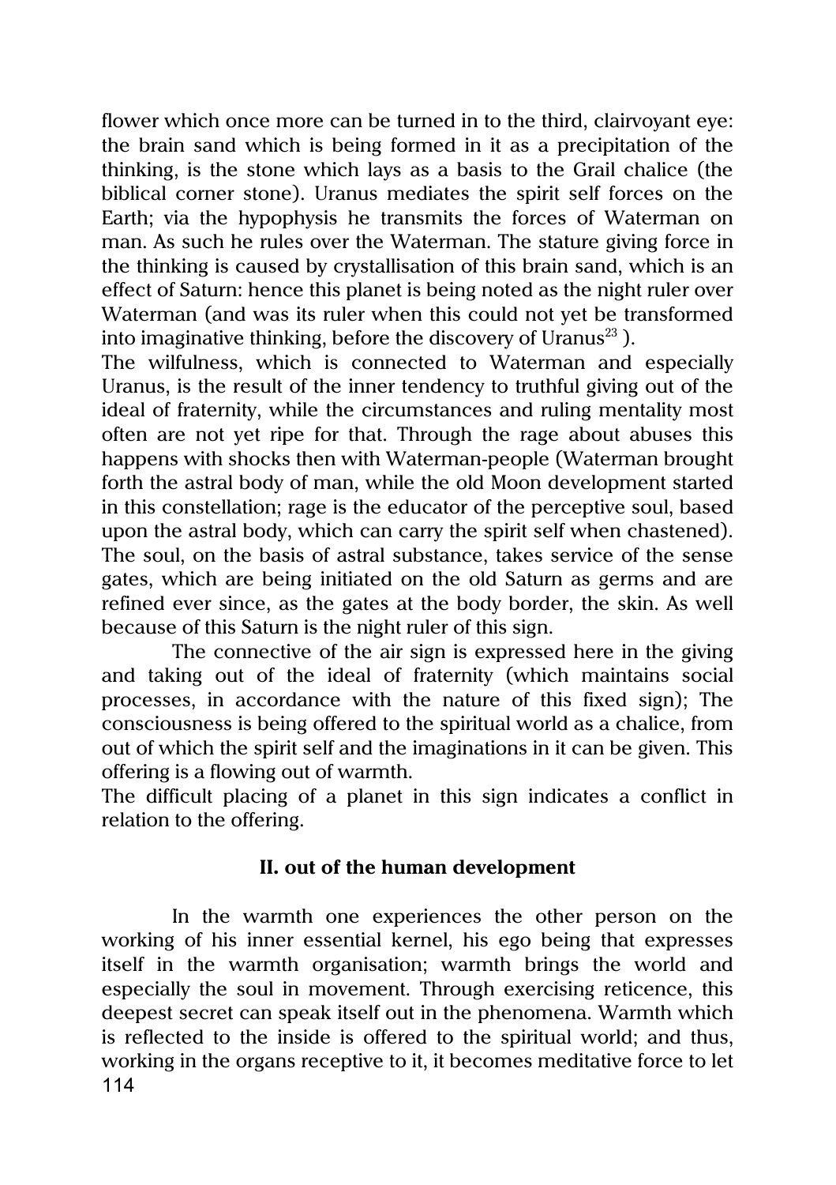flower which once more can be turned in to the third, clairvoyant eye: the brain sand which is being formed in it as a precipitation of the thinking, is the stone which lays as a basis to the Grail chalice (the biblical corner stone). Uranus mediates the spirit self forces on the Earth; via the hypophysis he transmits the forces of Waterman on man. As such he rules over the Waterman. The stature giving force in the thinking is caused by crystallisation of this brain sand, which is an effect of Saturn: hence this planet is being noted as the night ruler over Waterman (and was its ruler when this could not yet be transformed into imaginative thinking, before the discovery of Uranus[23] ).
The wilfulness, which is connected to Waterman and especially Uranus, is the result of the inner tendency to truthful giving out of the ideal of fraternity, while the circumstances and ruling mentality most often are not yet ripe for that. Through the rage about abuses this happens with shocks then with Waterman-people (Waterman brought forth the astral body of man, while the old Moon development started in this constellation; rage is the educator of the perceptive soul, based upon the astral body, which can carry the spirit self when chastened). The soul, on the basis of astral substance, takes service of the sense gates, which are being initiated on the old Saturn as germs and are refined ever since, as the gates at the body border, the skin. As well because of this Saturn is the night ruler of this sign.

The connective of the air sign is expressed here in the giving and taking out of the ideal of fraternity (which maintains social processes, in accordance with the nature of this fixed sign); The consciousness is being offered to the spiritual world as a chalice, from out of which the spirit self and the imaginations in it can be given. This offering is a flowing out of warmth.
The difficult placing of a planet in this sign indicates a conflict in relation to the offering.

**II. out of the human development**

In the warmth one experiences the other person on the working of his inner essential kernel, his ego being that expresses itself in the warmth organisation; warmth brings the world and especially the soul in movement. Through exercising reticence, this deepest secret can speak itself out in the phenomena. Warmth which is reflected to the inside is offered to the spiritual world; and thus, working in the organs receptive to it, it becomes meditative force to let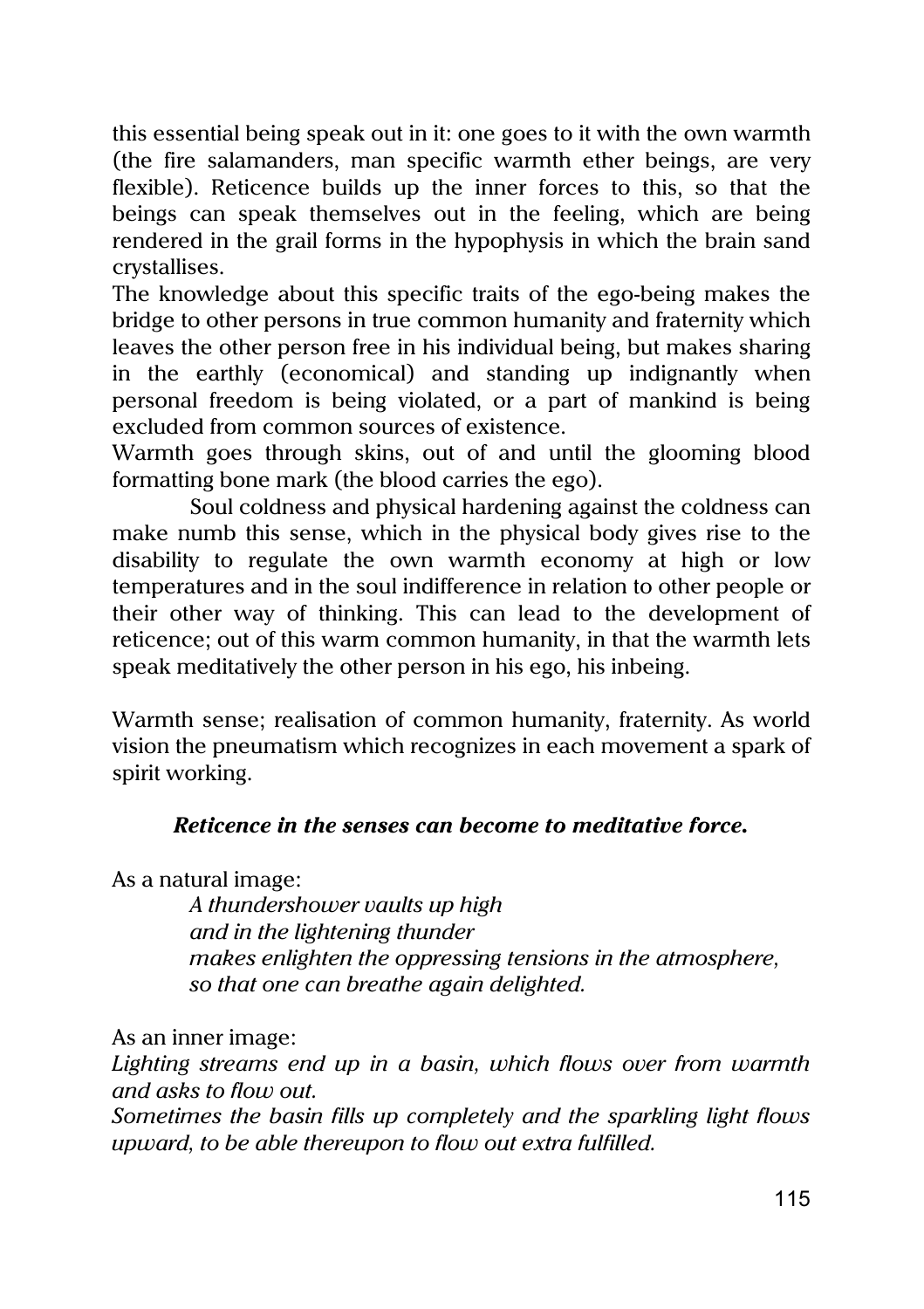this essential being speak out in it: one goes to it with the own warmth (the fire salamanders, man specific warmth ether beings, are very flexible). Reticence builds up the inner forces to this, so that the beings can speak themselves out in the feeling, which are being rendered in the grail forms in the hypophysis in which the brain sand crystallises.

The knowledge about this specific traits of the ego-being makes the bridge to other persons in true common humanity and fraternity which leaves the other person free in his individual being, but makes sharing in the earthly (economical) and standing up indignantly when personal freedom is being violated, or a part of mankind is being excluded from common sources of existence.

Warmth goes through skins, out of and until the glooming blood formatting bone mark (the blood carries the ego).

Soul coldness and physical hardening against the coldness can make numb this sense, which in the physical body gives rise to the disability to regulate the own warmth economy at high or low temperatures and in the soul indifference in relation to other people or their other way of thinking. This can lead to the development of reticence; out of this warm common humanity, in that the warmth lets speak meditatively the other person in his ego, his inbeing.

Warmth sense; realisation of common humanity, fraternity. As world vision the pneumatism which recognizes in each movement a spark of spirit working.

***Reticence in the senses can become to meditative force.***

As a natural image:

> *A thundershower vaults up high*
> *and in the lightening thunder*
> *makes enlighten the oppressing tensions in the atmosphere,*
> *so that one can breathe again delighted.*

As an inner image:

*Lighting streams end up in a basin, which flows over from warmth and asks to flow out.*

*Sometimes the basin fills up completely and the sparkling light flows upward, to be able thereupon to flow out extra fulfilled.*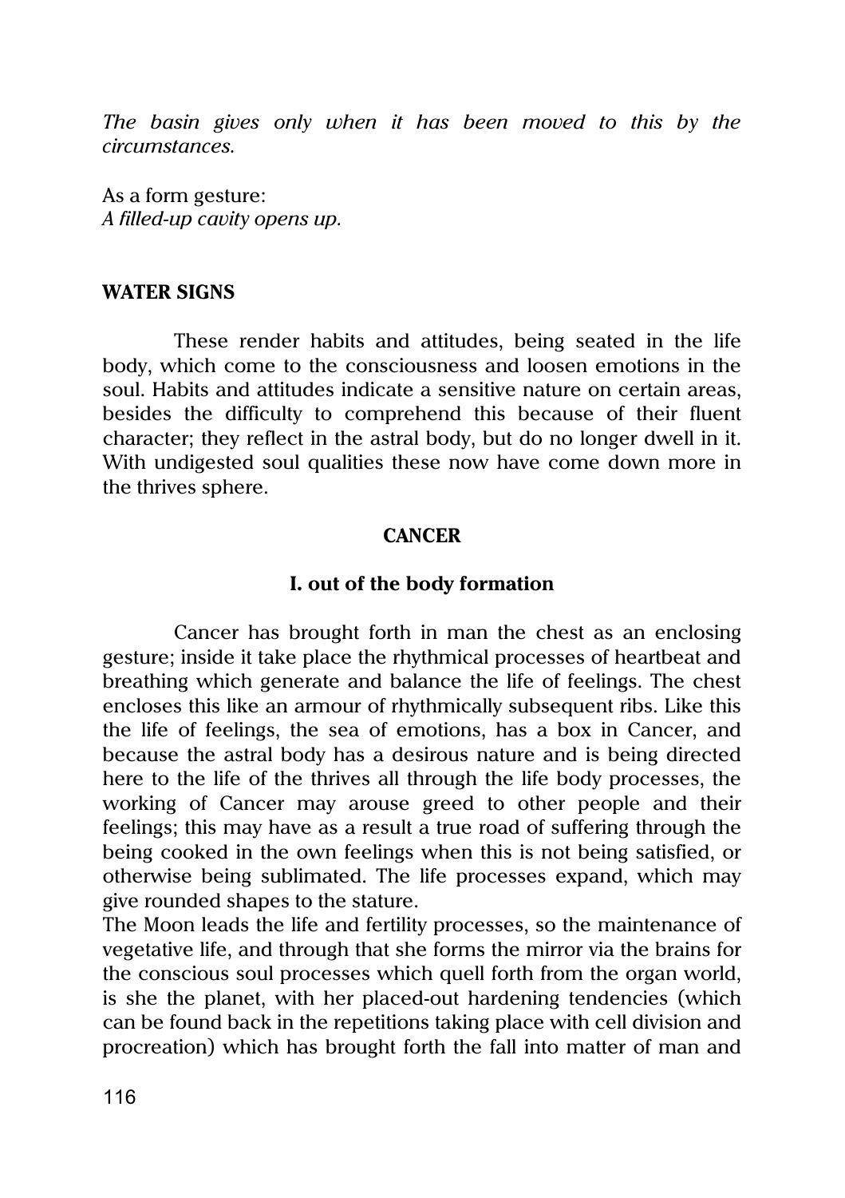*The basin gives only when it has been moved to this by the circumstances.*

As a form gesture:
*A filled-up cavity opens up.*

## WATER SIGNS

These render habits and attitudes, being seated in the life body, which come to the consciousness and loosen emotions in the soul. Habits and attitudes indicate a sensitive nature on certain areas, besides the difficulty to comprehend this because of their fluent character; they reflect in the astral body, but do no longer dwell in it. With undigested soul qualities these now have come down more in the thrives sphere.

### CANCER

#### I. out of the body formation

Cancer has brought forth in man the chest as an enclosing gesture; inside it take place the rhythmical processes of heartbeat and breathing which generate and balance the life of feelings. The chest encloses this like an armour of rhythmically subsequent ribs. Like this the life of feelings, the sea of emotions, has a box in Cancer, and because the astral body has a desirous nature and is being directed here to the life of the thrives all through the life body processes, the working of Cancer may arouse greed to other people and their feelings; this may have as a result a true road of suffering through the being cooked in the own feelings when this is not being satisfied, or otherwise being sublimated. The life processes expand, which may give rounded shapes to the stature.
The Moon leads the life and fertility processes, so the maintenance of vegetative life, and through that she forms the mirror via the brains for the conscious soul processes which quell forth from the organ world, is she the planet, with her placed-out hardening tendencies (which can be found back in the repetitions taking place with cell division and procreation) which has brought forth the fall into matter of man and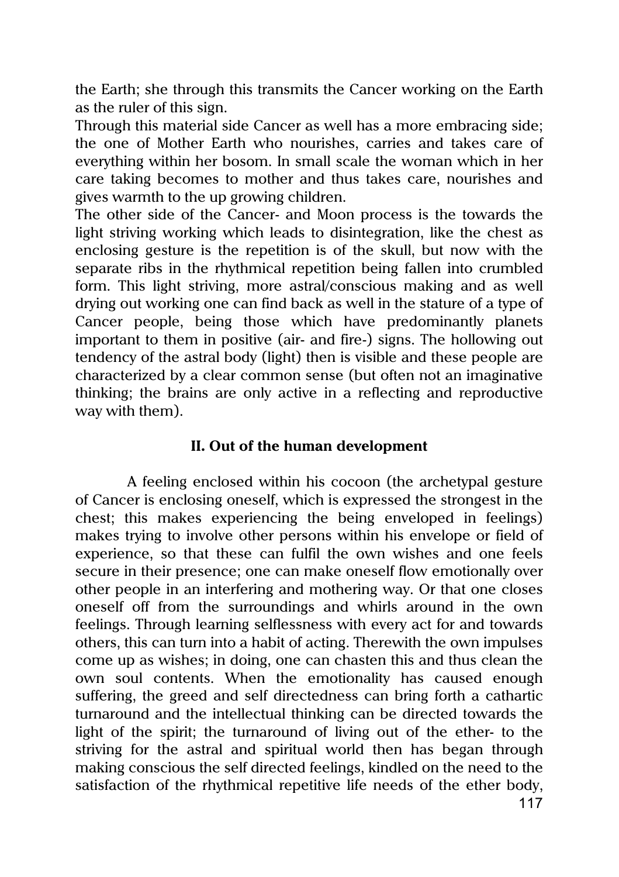the Earth; she through this transmits the Cancer working on the Earth as the ruler of this sign.
Through this material side Cancer as well has a more embracing side; the one of Mother Earth who nourishes, carries and takes care of everything within her bosom. In small scale the woman which in her care taking becomes to mother and thus takes care, nourishes and gives warmth to the up growing children.
The other side of the Cancer- and Moon process is the towards the light striving working which leads to disintegration, like the chest as enclosing gesture is the repetition is of the skull, but now with the separate ribs in the rhythmical repetition being fallen into crumbled form. This light striving, more astral/conscious making and as well drying out working one can find back as well in the stature of a type of Cancer people, being those which have predominantly planets important to them in positive (air- and fire-) signs. The hollowing out tendency of the astral body (light) then is visible and these people are characterized by a clear common sense (but often not an imaginative thinking; the brains are only active in a reflecting and reproductive way with them).

## II. Out of the human development

A feeling enclosed within his cocoon (the archetypal gesture of Cancer is enclosing oneself, which is expressed the strongest in the chest; this makes experiencing the being enveloped in feelings) makes trying to involve other persons within his envelope or field of experience, so that these can fulfil the own wishes and one feels secure in their presence; one can make oneself flow emotionally over other people in an interfering and mothering way. Or that one closes oneself off from the surroundings and whirls around in the own feelings. Through learning selflessness with every act for and towards others, this can turn into a habit of acting. Therewith the own impulses come up as wishes; in doing, one can chasten this and thus clean the own soul contents. When the emotionality has caused enough suffering, the greed and self directedness can bring forth a cathartic turnaround and the intellectual thinking can be directed towards the light of the spirit; the turnaround of living out of the ether- to the striving for the astral and spiritual world then has began through making conscious the self directed feelings, kindled on the need to the satisfaction of the rhythmical repetitive life needs of the ether body,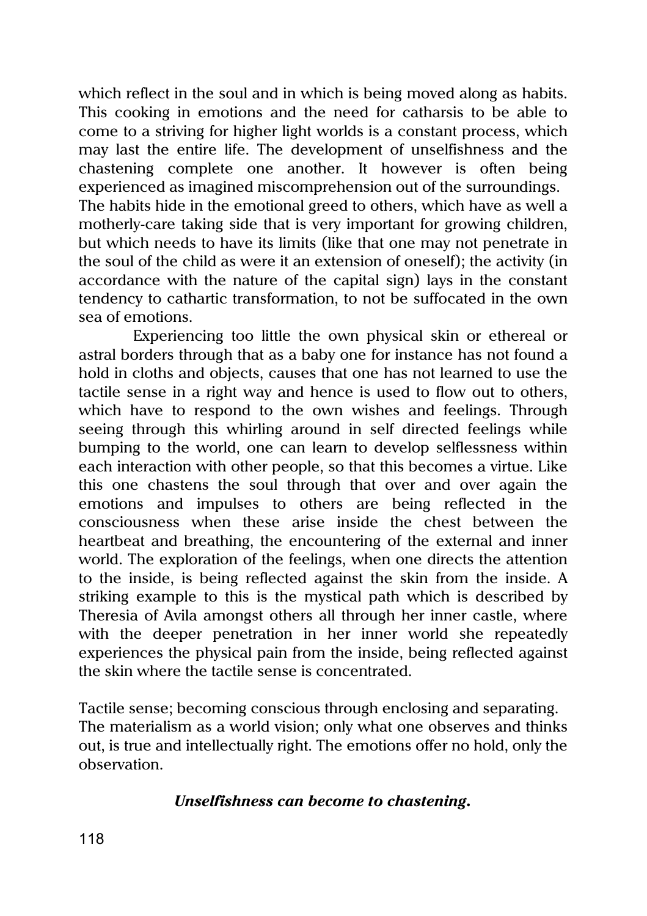which reflect in the soul and in which is being moved along as habits. This cooking in emotions and the need for catharsis to be able to come to a striving for higher light worlds is a constant process, which may last the entire life. The development of unselfishness and the chastening complete one another. It however is often being experienced as imagined miscomprehension out of the surroundings.
The habits hide in the emotional greed to others, which have as well a motherly-care taking side that is very important for growing children, but which needs to have its limits (like that one may not penetrate in the soul of the child as were it an extension of oneself); the activity (in accordance with the nature of the capital sign) lays in the constant tendency to cathartic transformation, to not be suffocated in the own sea of emotions.

Experiencing too little the own physical skin or ethereal or astral borders through that as a baby one for instance has not found a hold in cloths and objects, causes that one has not learned to use the tactile sense in a right way and hence is used to flow out to others, which have to respond to the own wishes and feelings. Through seeing through this whirling around in self directed feelings while bumping to the world, one can learn to develop selflessness within each interaction with other people, so that this becomes a virtue. Like this one chastens the soul through that over and over again the emotions and impulses to others are being reflected in the consciousness when these arise inside the chest between the heartbeat and breathing, the encountering of the external and inner world. The exploration of the feelings, when one directs the attention to the inside, is being reflected against the skin from the inside. A striking example to this is the mystical path which is described by Theresia of Avila amongst others all through her inner castle, where with the deeper penetration in her inner world she repeatedly experiences the physical pain from the inside, being reflected against the skin where the tactile sense is concentrated.

Tactile sense; becoming conscious through enclosing and separating.
The materialism as a world vision; only what one observes and thinks out, is true and intellectually right. The emotions offer no hold, only the observation.

***Unselfishness can become to chastening.***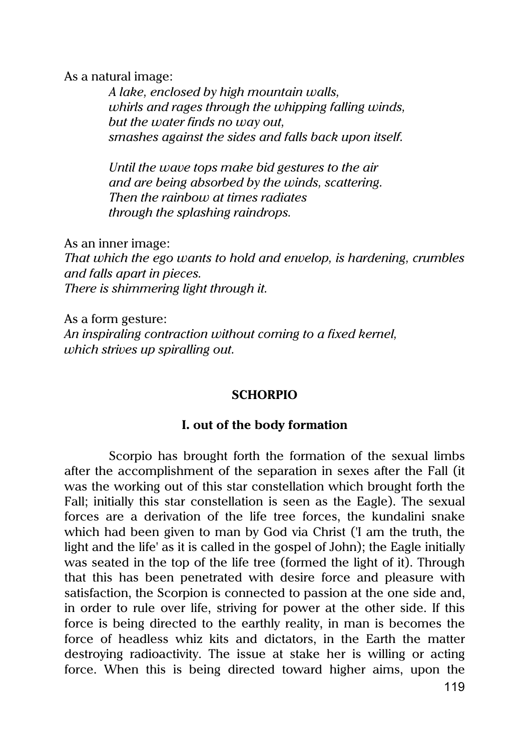As a natural image:

> *A lake, enclosed by high mountain walls,*
> *whirls and rages through the whipping falling winds,*
> *but the water finds no way out,*
> *smashes against the sides and falls back upon itself.*
>
> *Until the wave tops make bid gestures to the air*
> *and are being absorbed by the winds, scattering.*
> *Then the rainbow at times radiates*
> *through the splashing raindrops.*

As an inner image:
*That which the ego wants to hold and envelop, is hardening, crumbles and falls apart in pieces.*
*There is shimmering light through it.*

As a form gesture:
*An inspiraling contraction without coming to a fixed kernel, which strives up spiralling out.*

## SCHORPIO

### I. out of the body formation

Scorpio has brought forth the formation of the sexual limbs after the accomplishment of the separation in sexes after the Fall (it was the working out of this star constellation which brought forth the Fall; initially this star constellation is seen as the Eagle). The sexual forces are a derivation of the life tree forces, the kundalini snake which had been given to man by God via Christ ('I am the truth, the light and the life' as it is called in the gospel of John); the Eagle initially was seated in the top of the life tree (formed the light of it). Through that this has been penetrated with desire force and pleasure with satisfaction, the Scorpion is connected to passion at the one side and, in order to rule over life, striving for power at the other side. If this force is being directed to the earthly reality, in man is becomes the force of headless whiz kits and dictators, in the Earth the matter destroying radioactivity. The issue at stake her is willing or acting force. When this is being directed toward higher aims, upon the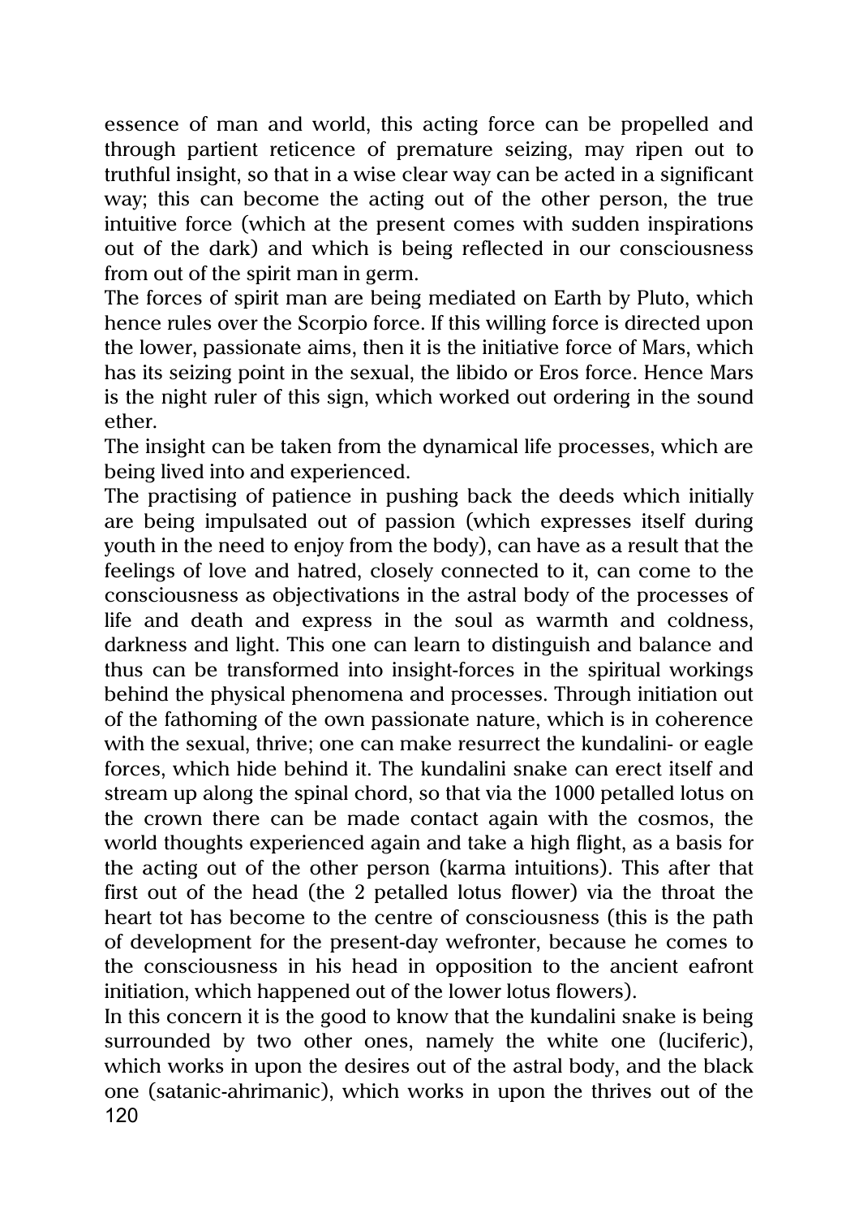essence of man and world, this acting force can be propelled and through partient reticence of premature seizing, may ripen out to truthful insight, so that in a wise clear way can be acted in a significant way; this can become the acting out of the other person, the true intuitive force (which at the present comes with sudden inspirations out of the dark) and which is being reflected in our consciousness from out of the spirit man in germ.

The forces of spirit man are being mediated on Earth by Pluto, which hence rules over the Scorpio force. If this willing force is directed upon the lower, passionate aims, then it is the initiative force of Mars, which has its seizing point in the sexual, the libido or Eros force. Hence Mars is the night ruler of this sign, which worked out ordering in the sound ether.

The insight can be taken from the dynamical life processes, which are being lived into and experienced.

The practising of patience in pushing back the deeds which initially are being impulsated out of passion (which expresses itself during youth in the need to enjoy from the body), can have as a result that the feelings of love and hatred, closely connected to it, can come to the consciousness as objectivations in the astral body of the processes of life and death and express in the soul as warmth and coldness, darkness and light. This one can learn to distinguish and balance and thus can be transformed into insight-forces in the spiritual workings behind the physical phenomena and processes. Through initiation out of the fathoming of the own passionate nature, which is in coherence with the sexual, thrive; one can make resurrect the kundalini- or eagle forces, which hide behind it. The kundalini snake can erect itself and stream up along the spinal chord, so that via the 1000 petalled lotus on the crown there can be made contact again with the cosmos, the world thoughts experienced again and take a high flight, as a basis for the acting out of the other person (karma intuitions). This after that first out of the head (the 2 petalled lotus flower) via the throat the heart tot has become to the centre of consciousness (this is the path of development for the present-day wefronter, because he comes to the consciousness in his head in opposition to the ancient eafront initiation, which happened out of the lower lotus flowers).

In this concern it is the good to know that the kundalini snake is being surrounded by two other ones, namely the white one (luciferic), which works in upon the desires out of the astral body, and the black one (satanic-ahrimanic), which works in upon the thrives out of the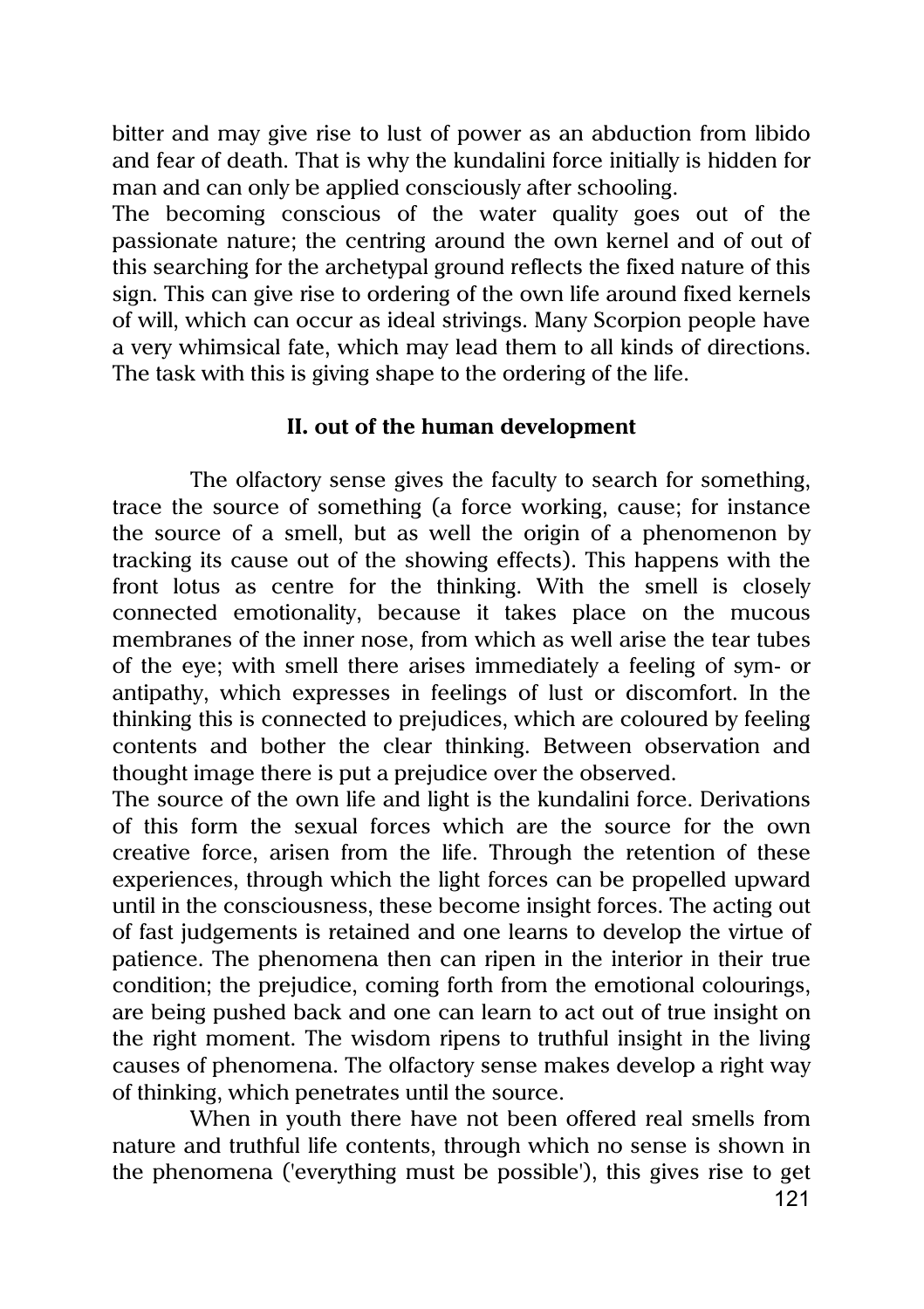bitter and may give rise to lust of power as an abduction from libido and fear of death. That is why the kundalini force initially is hidden for man and can only be applied consciously after schooling.
The becoming conscious of the water quality goes out of the passionate nature; the centring around the own kernel and of out of this searching for the archetypal ground reflects the fixed nature of this sign. This can give rise to ordering of the own life around fixed kernels of will, which can occur as ideal strivings. Many Scorpion people have a very whimsical fate, which may lead them to all kinds of directions. The task with this is giving shape to the ordering of the life.

**II. out of the human development**

The olfactory sense gives the faculty to search for something, trace the source of something (a force working, cause; for instance the source of a smell, but as well the origin of a phenomenon by tracking its cause out of the showing effects). This happens with the front lotus as centre for the thinking. With the smell is closely connected emotionality, because it takes place on the mucous membranes of the inner nose, from which as well arise the tear tubes of the eye; with smell there arises immediately a feeling of sym- or antipathy, which expresses in feelings of lust or discomfort. In the thinking this is connected to prejudices, which are coloured by feeling contents and bother the clear thinking. Between observation and thought image there is put a prejudice over the observed.
The source of the own life and light is the kundalini force. Derivations of this form the sexual forces which are the source for the own creative force, arisen from the life. Through the retention of these experiences, through which the light forces can be propelled upward until in the consciousness, these become insight forces. The acting out of fast judgements is retained and one learns to develop the virtue of patience. The phenomena then can ripen in the interior in their true condition; the prejudice, coming forth from the emotional colourings, are being pushed back and one can learn to act out of true insight on the right moment. The wisdom ripens to truthful insight in the living causes of phenomena. The olfactory sense makes develop a right way of thinking, which penetrates until the source.

When in youth there have not been offered real smells from nature and truthful life contents, through which no sense is shown in the phenomena ('everything must be possible'), this gives rise to get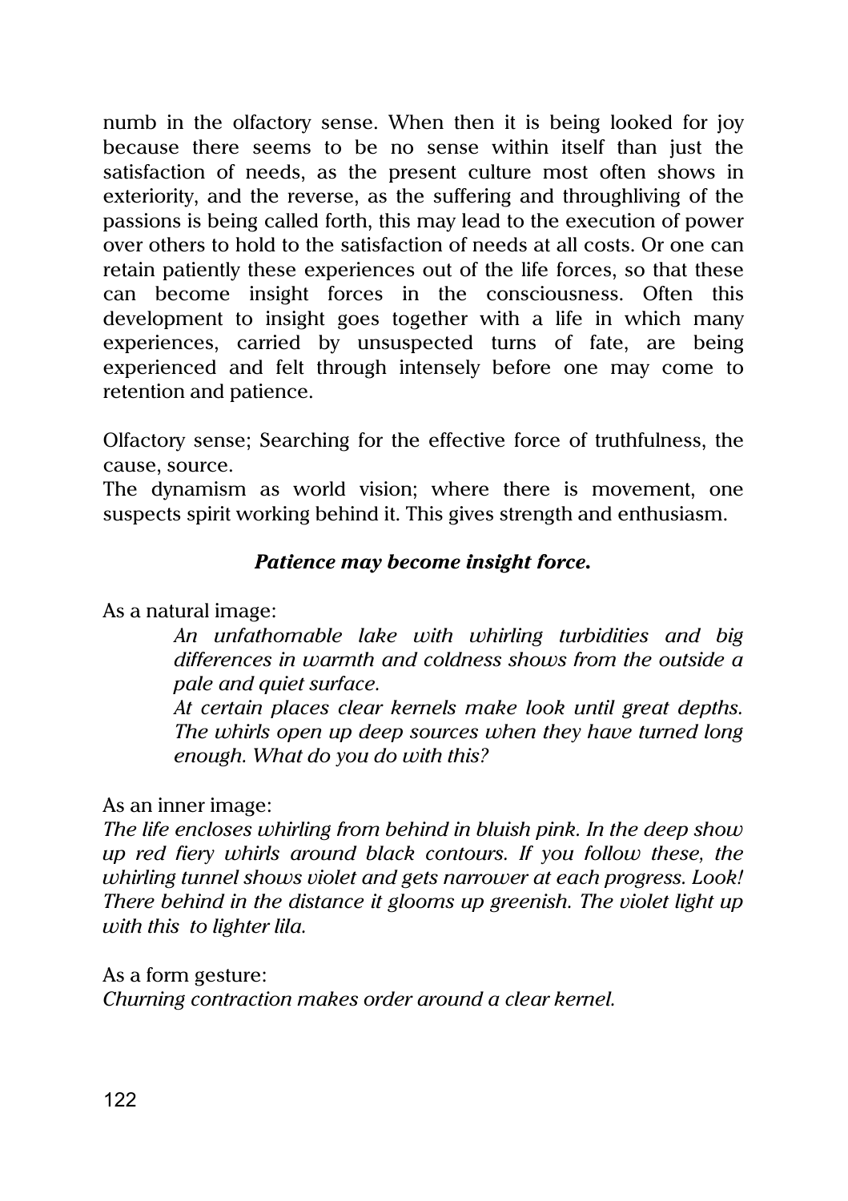numb in the olfactory sense. When then it is being looked for joy because there seems to be no sense within itself than just the satisfaction of needs, as the present culture most often shows in exteriority, and the reverse, as the suffering and throughliving of the passions is being called forth, this may lead to the execution of power over others to hold to the satisfaction of needs at all costs. Or one can retain patiently these experiences out of the life forces, so that these can become insight forces in the consciousness. Often this development to insight goes together with a life in which many experiences, carried by unsuspected turns of fate, are being experienced and felt through intensely before one may come to retention and patience.

Olfactory sense; Searching for the effective force of truthfulness, the cause, source.
The dynamism as world vision; where there is movement, one suspects spirit working behind it. This gives strength and enthusiasm.

***Patience may become insight force.***

As a natural image:

> *An unfathomable lake with whirling turbidities and big differences in warmth and coldness shows from the outside a pale and quiet surface.*
> *At certain places clear kernels make look until great depths. The whirls open up deep sources when they have turned long enough. What do you do with this?*

As an inner image:
*The life encloses whirling from behind in bluish pink. In the deep show up red fiery whirls around black contours. If you follow these, the whirling tunnel shows violet and gets narrower at each progress. Look! There behind in the distance it glooms up greenish. The violet light up with this to lighter lila.*

As a form gesture:
*Churning contraction makes order around a clear kernel.*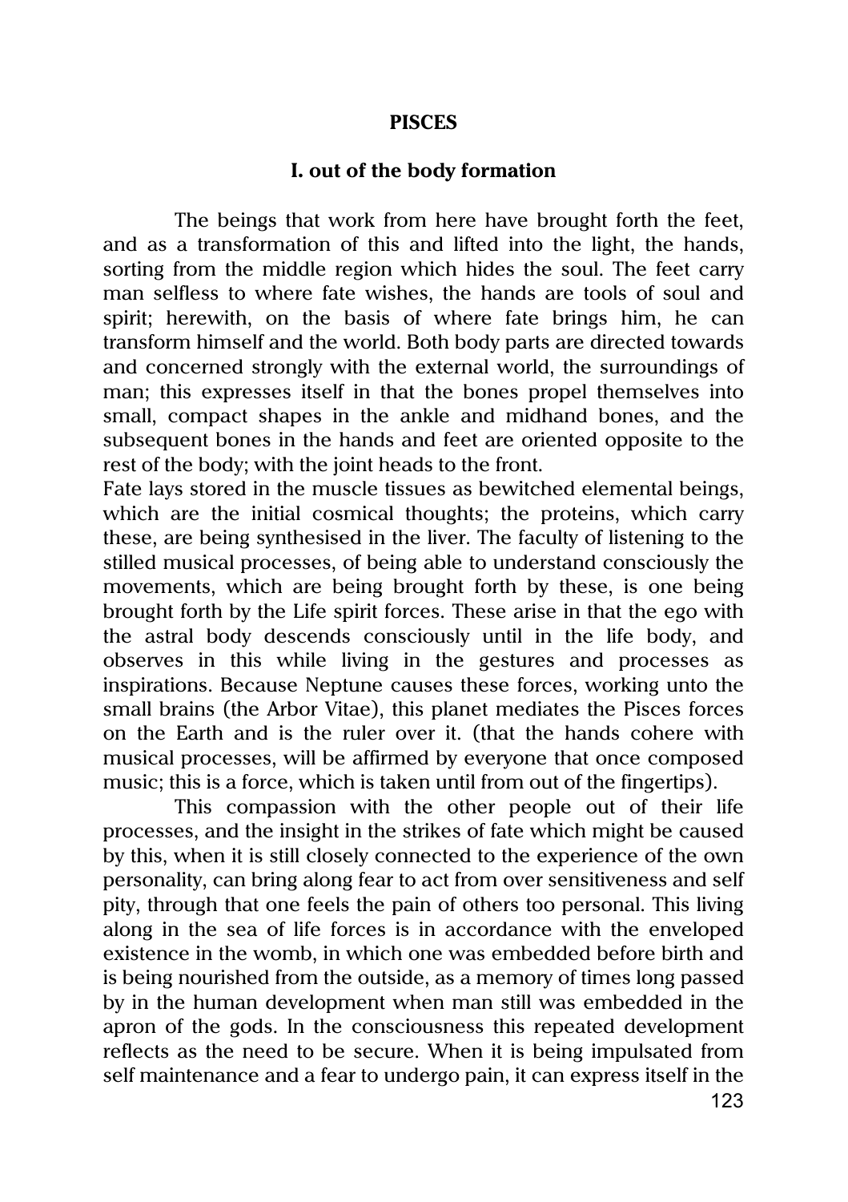# PISCES

## I. out of the body formation

The beings that work from here have brought forth the feet, and as a transformation of this and lifted into the light, the hands, sorting from the middle region which hides the soul. The feet carry man selfless to where fate wishes, the hands are tools of soul and spirit; herewith, on the basis of where fate brings him, he can transform himself and the world. Both body parts are directed towards and concerned strongly with the external world, the surroundings of man; this expresses itself in that the bones propel themselves into small, compact shapes in the ankle and midhand bones, and the subsequent bones in the hands and feet are oriented opposite to the rest of the body; with the joint heads to the front.

Fate lays stored in the muscle tissues as bewitched elemental beings, which are the initial cosmical thoughts; the proteins, which carry these, are being synthesised in the liver. The faculty of listening to the stilled musical processes, of being able to understand consciously the movements, which are being brought forth by these, is one being brought forth by the Life spirit forces. These arise in that the ego with the astral body descends consciously until in the life body, and observes in this while living in the gestures and processes as inspirations. Because Neptune causes these forces, working unto the small brains (the Arbor Vitae), this planet mediates the Pisces forces on the Earth and is the ruler over it. (that the hands cohere with musical processes, will be affirmed by everyone that once composed music; this is a force, which is taken until from out of the fingertips).

This compassion with the other people out of their life processes, and the insight in the strikes of fate which might be caused by this, when it is still closely connected to the experience of the own personality, can bring along fear to act from over sensitiveness and self pity, through that one feels the pain of others too personal. This living along in the sea of life forces is in accordance with the enveloped existence in the womb, in which one was embedded before birth and is being nourished from the outside, as a memory of times long passed by in the human development when man still was embedded in the apron of the gods. In the consciousness this repeated development reflects as the need to be secure. When it is being impulsated from self maintenance and a fear to undergo pain, it can express itself in the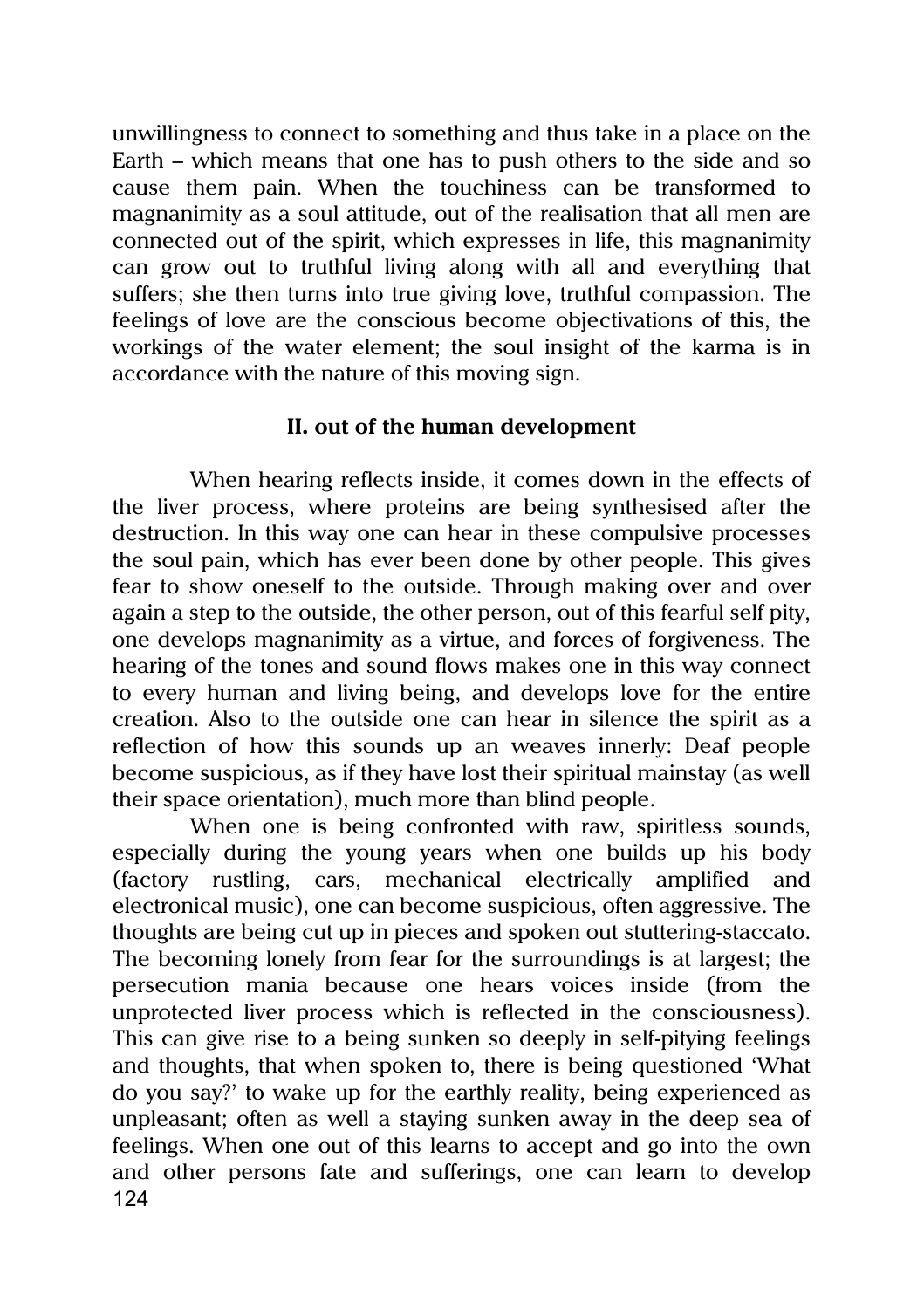unwillingness to connect to something and thus take in a place on the Earth – which means that one has to push others to the side and so cause them pain. When the touchiness can be transformed to magnanimity as a soul attitude, out of the realisation that all men are connected out of the spirit, which expresses in life, this magnanimity can grow out to truthful living along with all and everything that suffers; she then turns into true giving love, truthful compassion. The feelings of love are the conscious become objectivations of this, the workings of the water element; the soul insight of the karma is in accordance with the nature of this moving sign.

### II. out of the human development

When hearing reflects inside, it comes down in the effects of the liver process, where proteins are being synthesised after the destruction. In this way one can hear in these compulsive processes the soul pain, which has ever been done by other people. This gives fear to show oneself to the outside. Through making over and over again a step to the outside, the other person, out of this fearful self pity, one develops magnanimity as a virtue, and forces of forgiveness. The hearing of the tones and sound flows makes one in this way connect to every human and living being, and develops love for the entire creation. Also to the outside one can hear in silence the spirit as a reflection of how this sounds up an weaves innerly: Deaf people become suspicious, as if they have lost their spiritual mainstay (as well their space orientation), much more than blind people.

When one is being confronted with raw, spiritless sounds, especially during the young years when one builds up his body (factory rustling, cars, mechanical electrically amplified and electronical music), one can become suspicious, often aggressive. The thoughts are being cut up in pieces and spoken out stuttering-staccato. The becoming lonely from fear for the surroundings is at largest; the persecution mania because one hears voices inside (from the unprotected liver process which is reflected in the consciousness). This can give rise to a being sunken so deeply in self-pitying feelings and thoughts, that when spoken to, there is being questioned 'What do you say?' to wake up for the earthly reality, being experienced as unpleasant; often as well a staying sunken away in the deep sea of feelings. When one out of this learns to accept and go into the own and other persons fate and sufferings, one can learn to develop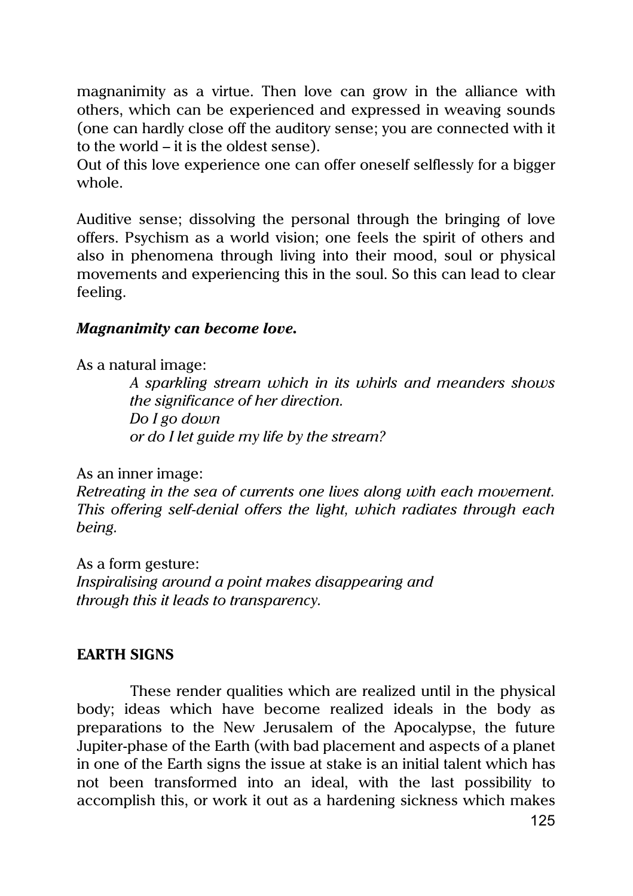magnanimity as a virtue. Then love can grow in the alliance with others, which can be experienced and expressed in weaving sounds (one can hardly close off the auditory sense; you are connected with it to the world – it is the oldest sense).
Out of this love experience one can offer oneself selflessly for a bigger whole.

Auditive sense; dissolving the personal through the bringing of love offers. Psychism as a world vision; one feels the spirit of others and also in phenomena through living into their mood, soul or physical movements and experiencing this in the soul. So this can lead to clear feeling.

***Magnanimity can become love.***

As a natural image:

> *A sparkling stream which in its whirls and meanders shows the significance of her direction.*
> *Do I go down*
> *or do I let guide my life by the stream?*

As an inner image:
*Retreating in the sea of currents one lives along with each movement. This offering self-denial offers the light, which radiates through each being.*

As a form gesture:
*Inspiralising around a point makes disappearing and*
*through this it leads to transparency.*

## EARTH SIGNS

These render qualities which are realized until in the physical body; ideas which have become realized ideals in the body as preparations to the New Jerusalem of the Apocalypse, the future Jupiter-phase of the Earth (with bad placement and aspects of a planet in one of the Earth signs the issue at stake is an initial talent which has not been transformed into an ideal, with the last possibility to accomplish this, or work it out as a hardening sickness which makes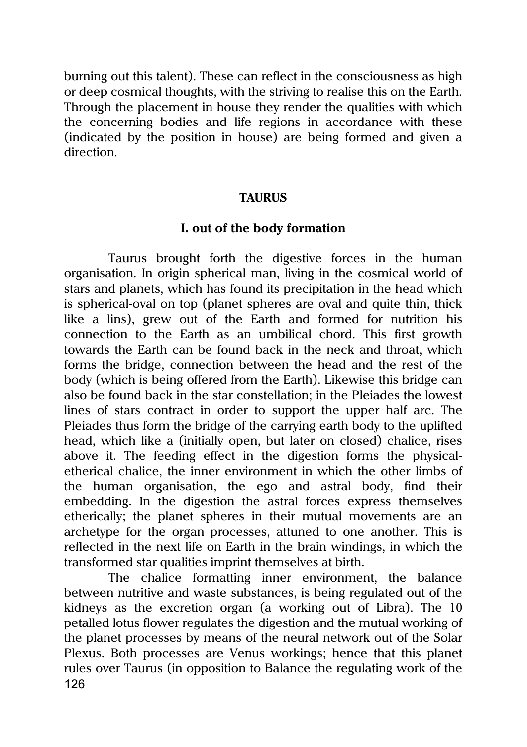burning out this talent). These can reflect in the consciousness as high or deep cosmical thoughts, with the striving to realise this on the Earth. Through the placement in house they render the qualities with which the concerning bodies and life regions in accordance with these (indicated by the position in house) are being formed and given a direction.

## TAURUS

### I. out of the body formation

Taurus brought forth the digestive forces in the human organisation. In origin spherical man, living in the cosmical world of stars and planets, which has found its precipitation in the head which is spherical-oval on top (planet spheres are oval and quite thin, thick like a lins), grew out of the Earth and formed for nutrition his connection to the Earth as an umbilical chord. This first growth towards the Earth can be found back in the neck and throat, which forms the bridge, connection between the head and the rest of the body (which is being offered from the Earth). Likewise this bridge can also be found back in the star constellation; in the Pleiades the lowest lines of stars contract in order to support the upper half arc. The Pleiades thus form the bridge of the carrying earth body to the uplifted head, which like a (initially open, but later on closed) chalice, rises above it. The feeding effect in the digestion forms the physical-etherical chalice, the inner environment in which the other limbs of the human organisation, the ego and astral body, find their embedding. In the digestion the astral forces express themselves etherically; the planet spheres in their mutual movements are an archetype for the organ processes, attuned to one another. This is reflected in the next life on Earth in the brain windings, in which the transformed star qualities imprint themselves at birth.

The chalice formatting inner environment, the balance between nutritive and waste substances, is being regulated out of the kidneys as the excretion organ (a working out of Libra). The 10 petalled lotus flower regulates the digestion and the mutual working of the planet processes by means of the neural network out of the Solar Plexus. Both processes are Venus workings; hence that this planet rules over Taurus (in opposition to Balance the regulating work of the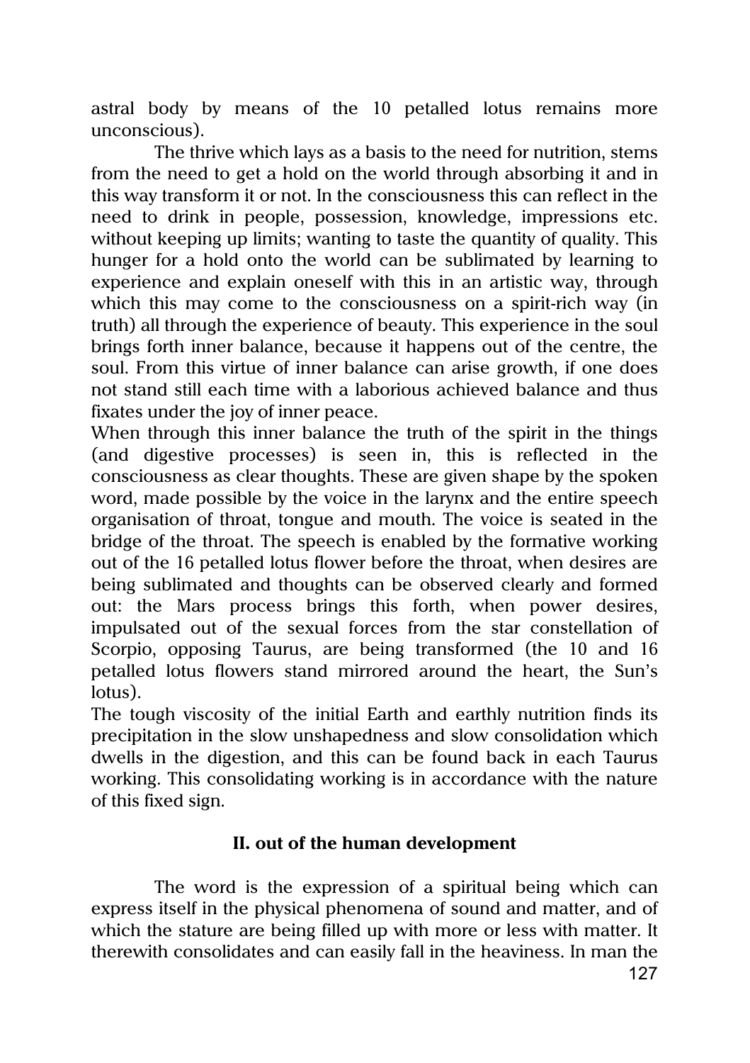astral body by means of the 10 petalled lotus remains more unconscious).

The thrive which lays as a basis to the need for nutrition, stems from the need to get a hold on the world through absorbing it and in this way transform it or not. In the consciousness this can reflect in the need to drink in people, possession, knowledge, impressions etc. without keeping up limits; wanting to taste the quantity of quality. This hunger for a hold onto the world can be sublimated by learning to experience and explain oneself with this in an artistic way, through which this may come to the consciousness on a spirit-rich way (in truth) all through the experience of beauty. This experience in the soul brings forth inner balance, because it happens out of the centre, the soul. From this virtue of inner balance can arise growth, if one does not stand still each time with a laborious achieved balance and thus fixates under the joy of inner peace.

When through this inner balance the truth of the spirit in the things (and digestive processes) is seen in, this is reflected in the consciousness as clear thoughts. These are given shape by the spoken word, made possible by the voice in the larynx and the entire speech organisation of throat, tongue and mouth. The voice is seated in the bridge of the throat. The speech is enabled by the formative working out of the 16 petalled lotus flower before the throat, when desires are being sublimated and thoughts can be observed clearly and formed out: the Mars process brings this forth, when power desires, impulsated out of the sexual forces from the star constellation of Scorpio, opposing Taurus, are being transformed (the 10 and 16 petalled lotus flowers stand mirrored around the heart, the Sun's lotus).

The tough viscosity of the initial Earth and earthly nutrition finds its precipitation in the slow unshapedness and slow consolidation which dwells in the digestion, and this can be found back in each Taurus working. This consolidating working is in accordance with the nature of this fixed sign.

## II. out of the human development

The word is the expression of a spiritual being which can express itself in the physical phenomena of sound and matter, and of which the stature are being filled up with more or less with matter. It therewith consolidates and can easily fall in the heaviness. In man the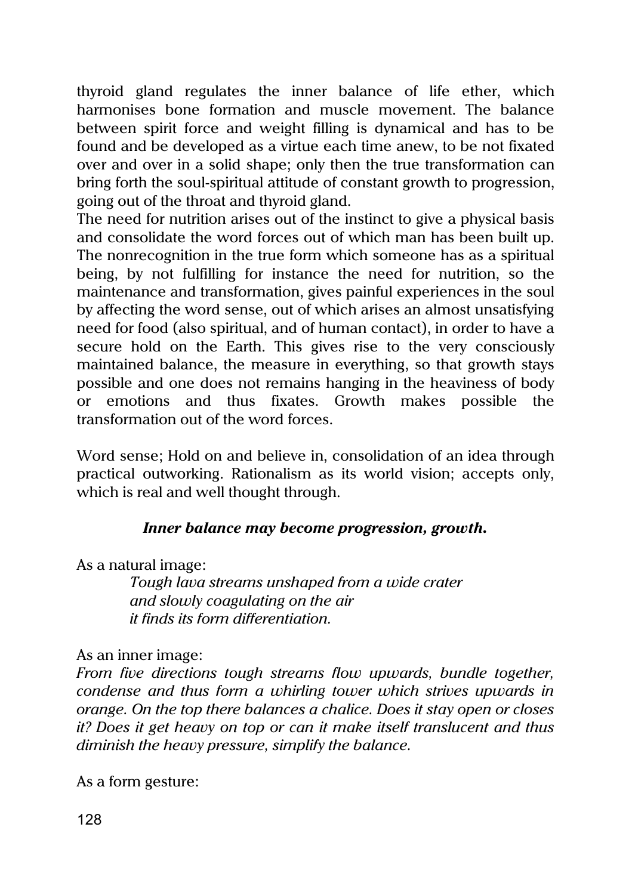thyroid gland regulates the inner balance of life ether, which harmonises bone formation and muscle movement. The balance between spirit force and weight filling is dynamical and has to be found and be developed as a virtue each time anew, to be not fixated over and over in a solid shape; only then the true transformation can bring forth the soul-spiritual attitude of constant growth to progression, going out of the throat and thyroid gland.
The need for nutrition arises out of the instinct to give a physical basis and consolidate the word forces out of which man has been built up. The nonrecognition in the true form which someone has as a spiritual being, by not fulfilling for instance the need for nutrition, so the maintenance and transformation, gives painful experiences in the soul by affecting the word sense, out of which arises an almost unsatisfying need for food (also spiritual, and of human contact), in order to have a secure hold on the Earth. This gives rise to the very consciously maintained balance, the measure in everything, so that growth stays possible and one does not remains hanging in the heaviness of body or emotions and thus fixates. Growth makes possible the transformation out of the word forces.

Word sense; Hold on and believe in, consolidation of an idea through practical outworking. Rationalism as its world vision; accepts only, which is real and well thought through.

***Inner balance may become progression, growth.***

As a natural image:

> *Tough lava streams unshaped from a wide crater*
> *and slowly coagulating on the air*
> *it finds its form differentiation.*

As an inner image:
*From five directions tough streams flow upwards, bundle together, condense and thus form a whirling tower which strives upwards in orange. On the top there balances a chalice. Does it stay open or closes it? Does it get heavy on top or can it make itself translucent and thus diminish the heavy pressure, simplify the balance.*

As a form gesture: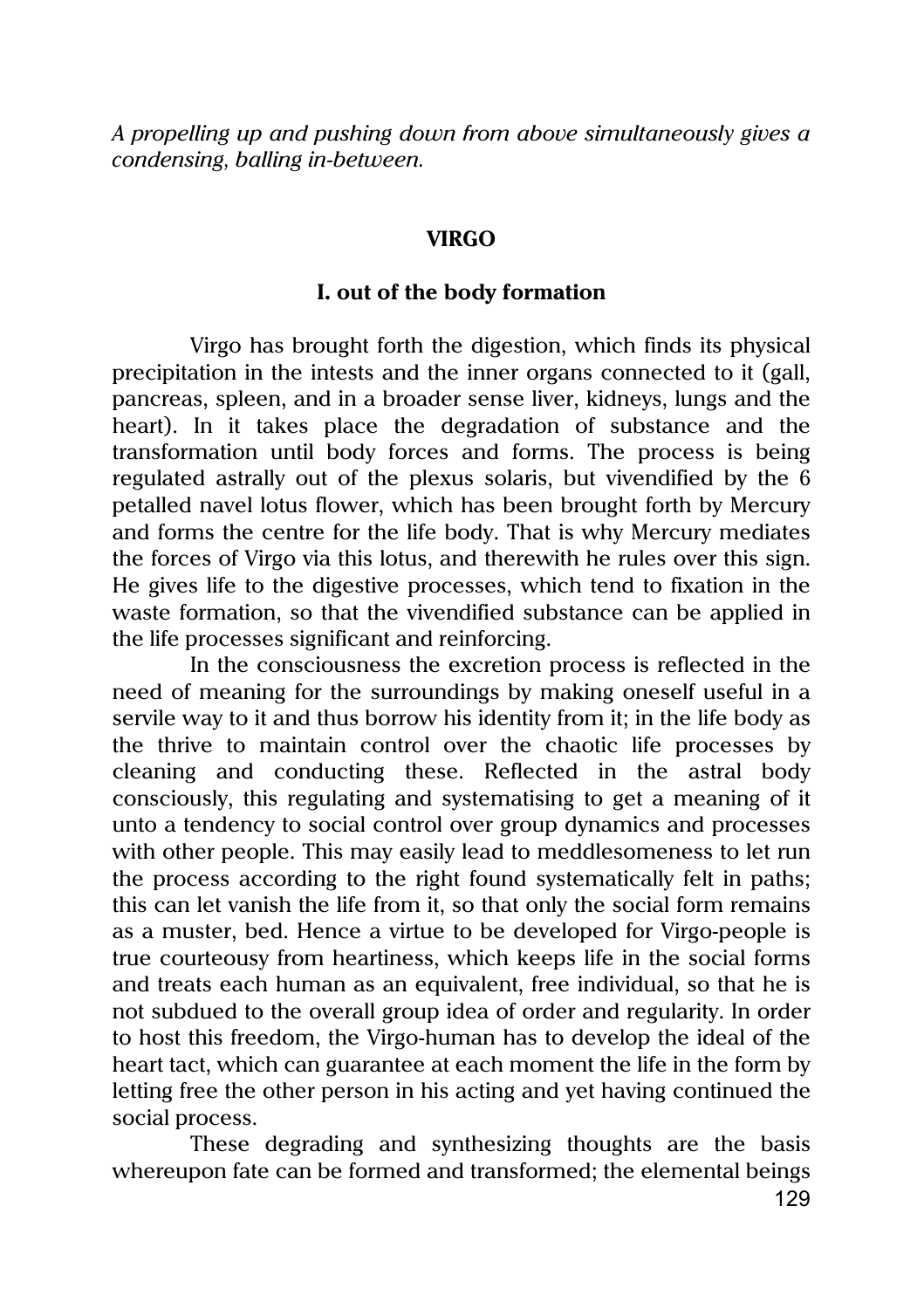*A propelling up and pushing down from above simultaneously gives a condensing, balling in-between.*

## VIRGO

### I. out of the body formation

Virgo has brought forth the digestion, which finds its physical precipitation in the intests and the inner organs connected to it (gall, pancreas, spleen, and in a broader sense liver, kidneys, lungs and the heart). In it takes place the degradation of substance and the transformation until body forces and forms. The process is being regulated astrally out of the plexus solaris, but vivendified by the 6 petalled navel lotus flower, which has been brought forth by Mercury and forms the centre for the life body. That is why Mercury mediates the forces of Virgo via this lotus, and therewith he rules over this sign. He gives life to the digestive processes, which tend to fixation in the waste formation, so that the vivendified substance can be applied in the life processes significant and reinforcing.

In the consciousness the excretion process is reflected in the need of meaning for the surroundings by making oneself useful in a servile way to it and thus borrow his identity from it; in the life body as the thrive to maintain control over the chaotic life processes by cleaning and conducting these. Reflected in the astral body consciously, this regulating and systematising to get a meaning of it unto a tendency to social control over group dynamics and processes with other people. This may easily lead to meddlesomeness to let run the process according to the right found systematically felt in paths; this can let vanish the life from it, so that only the social form remains as a muster, bed. Hence a virtue to be developed for Virgo-people is true courteousy from heartiness, which keeps life in the social forms and treats each human as an equivalent, free individual, so that he is not subdued to the overall group idea of order and regularity. In order to host this freedom, the Virgo-human has to develop the ideal of the heart tact, which can guarantee at each moment the life in the form by letting free the other person in his acting and yet having continued the social process.

These degrading and synthesizing thoughts are the basis whereupon fate can be formed and transformed; the elemental beings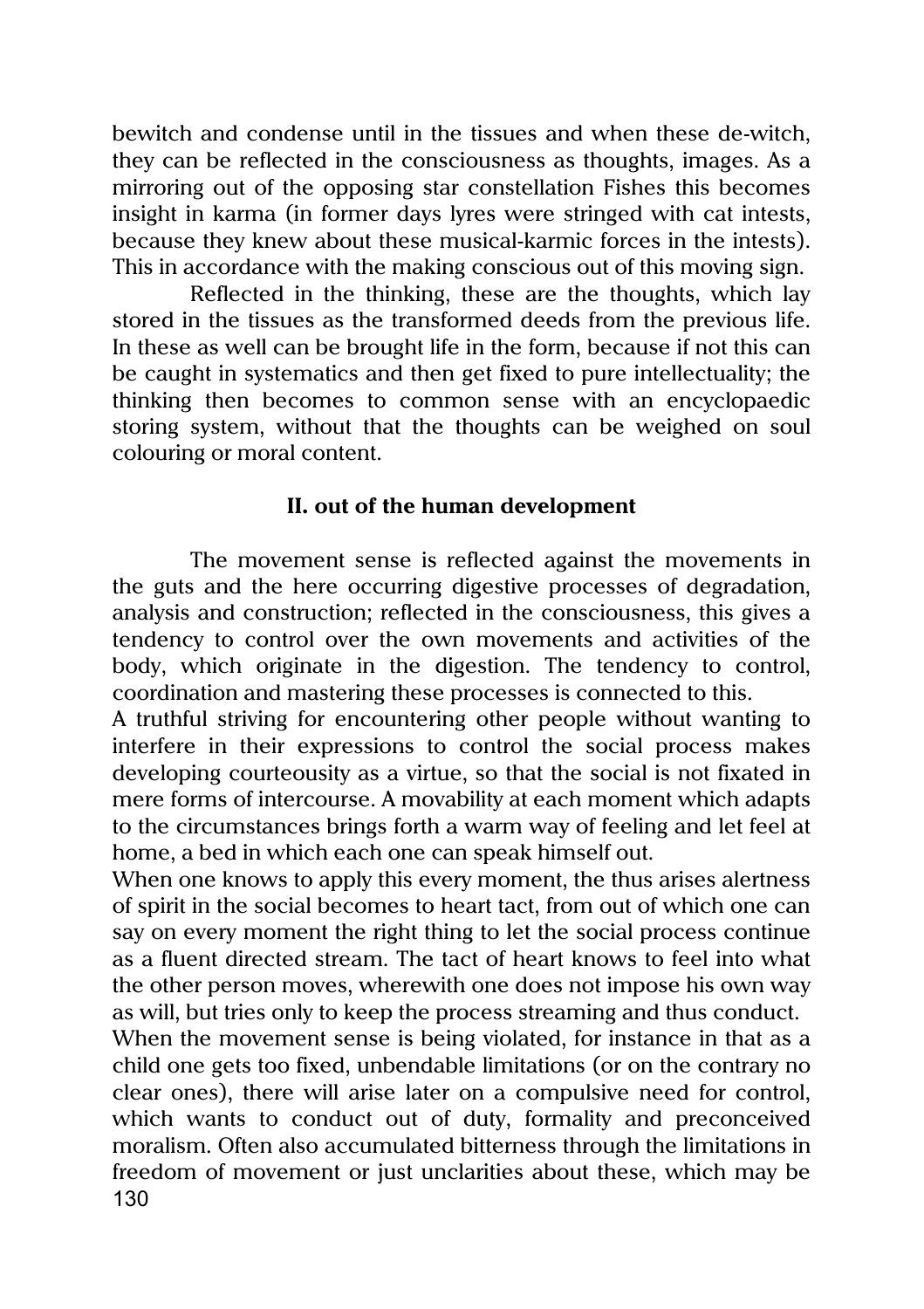bewitch and condense until in the tissues and when these de-witch, they can be reflected in the consciousness as thoughts, images. As a mirroring out of the opposing star constellation Fishes this becomes insight in karma (in former days lyres were stringed with cat intests, because they knew about these musical-karmic forces in the intests). This in accordance with the making conscious out of this moving sign.

Reflected in the thinking, these are the thoughts, which lay stored in the tissues as the transformed deeds from the previous life. In these as well can be brought life in the form, because if not this can be caught in systematics and then get fixed to pure intellectuality; the thinking then becomes to common sense with an encyclopaedic storing system, without that the thoughts can be weighed on soul colouring or moral content.

### II. out of the human development

The movement sense is reflected against the movements in the guts and the here occurring digestive processes of degradation, analysis and construction; reflected in the consciousness, this gives a tendency to control over the own movements and activities of the body, which originate in the digestion. The tendency to control, coordination and mastering these processes is connected to this.

A truthful striving for encountering other people without wanting to interfere in their expressions to control the social process makes developing courteousity as a virtue, so that the social is not fixated in mere forms of intercourse. A movability at each moment which adapts to the circumstances brings forth a warm way of feeling and let feel at home, a bed in which each one can speak himself out.

When one knows to apply this every moment, the thus arises alertness of spirit in the social becomes to heart tact, from out of which one can say on every moment the right thing to let the social process continue as a fluent directed stream. The tact of heart knows to feel into what the other person moves, wherewith one does not impose his own way as will, but tries only to keep the process streaming and thus conduct.

When the movement sense is being violated, for instance in that as a child one gets too fixed, unbendable limitations (or on the contrary no clear ones), there will arise later on a compulsive need for control, which wants to conduct out of duty, formality and preconceived moralism. Often also accumulated bitterness through the limitations in freedom of movement or just unclarities about these, which may be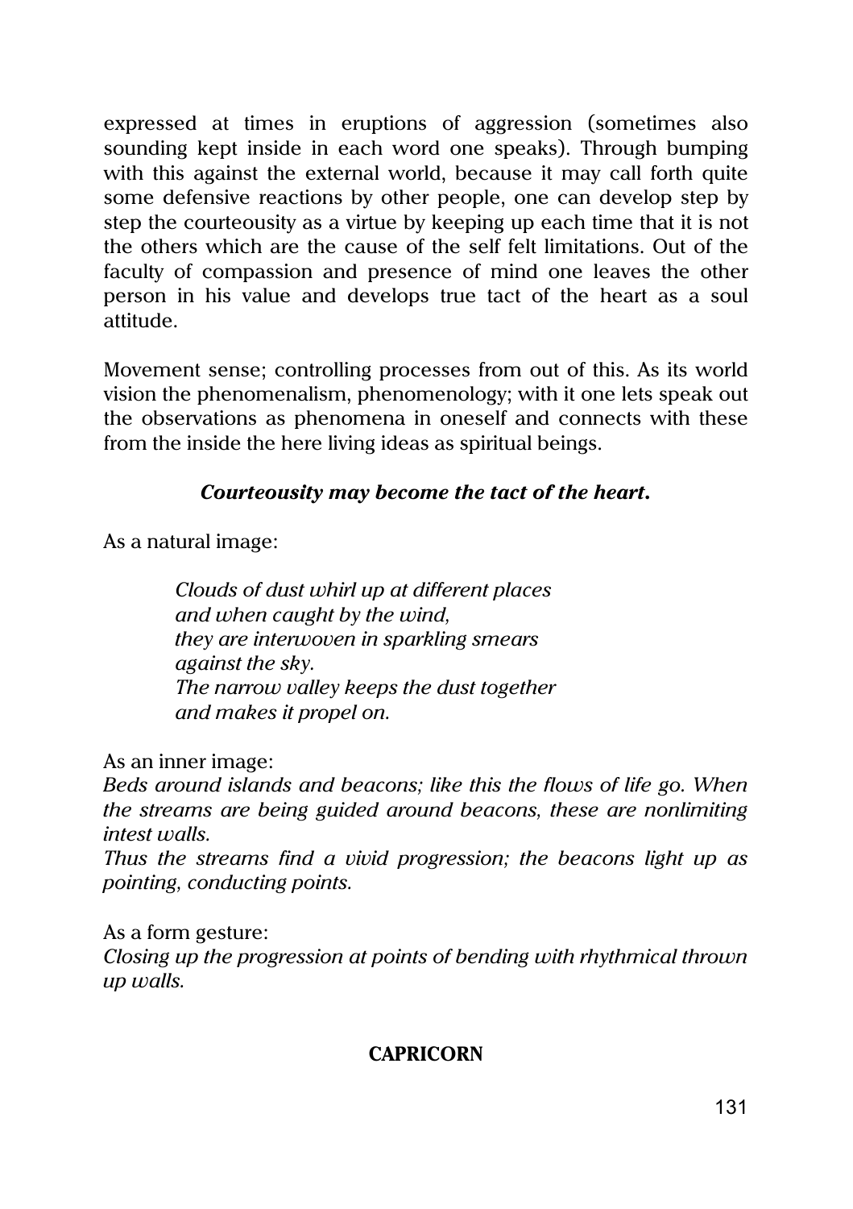expressed at times in eruptions of aggression (sometimes also sounding kept inside in each word one speaks). Through bumping with this against the external world, because it may call forth quite some defensive reactions by other people, one can develop step by step the courteousity as a virtue by keeping up each time that it is not the others which are the cause of the self felt limitations. Out of the faculty of compassion and presence of mind one leaves the other person in his value and develops true tact of the heart as a soul attitude.

Movement sense; controlling processes from out of this. As its world vision the phenomenalism, phenomenology; with it one lets speak out the observations as phenomena in oneself and connects with these from the inside the here living ideas as spiritual beings.

***Courteousity may become the tact of the heart.***

As a natural image:

*Clouds of dust whirl up at different places*
*and when caught by the wind,*
*they are interwoven in sparkling smears*
*against the sky.*
*The narrow valley keeps the dust together*
*and makes it propel on.*

As an inner image:
*Beds around islands and beacons; like this the flows of life go. When the streams are being guided around beacons, these are nonlimiting intest walls.*
*Thus the streams find a vivid progression; the beacons light up as pointing, conducting points.*

As a form gesture:
*Closing up the progression at points of bending with rhythmical thrown up walls.*

## CAPRICORN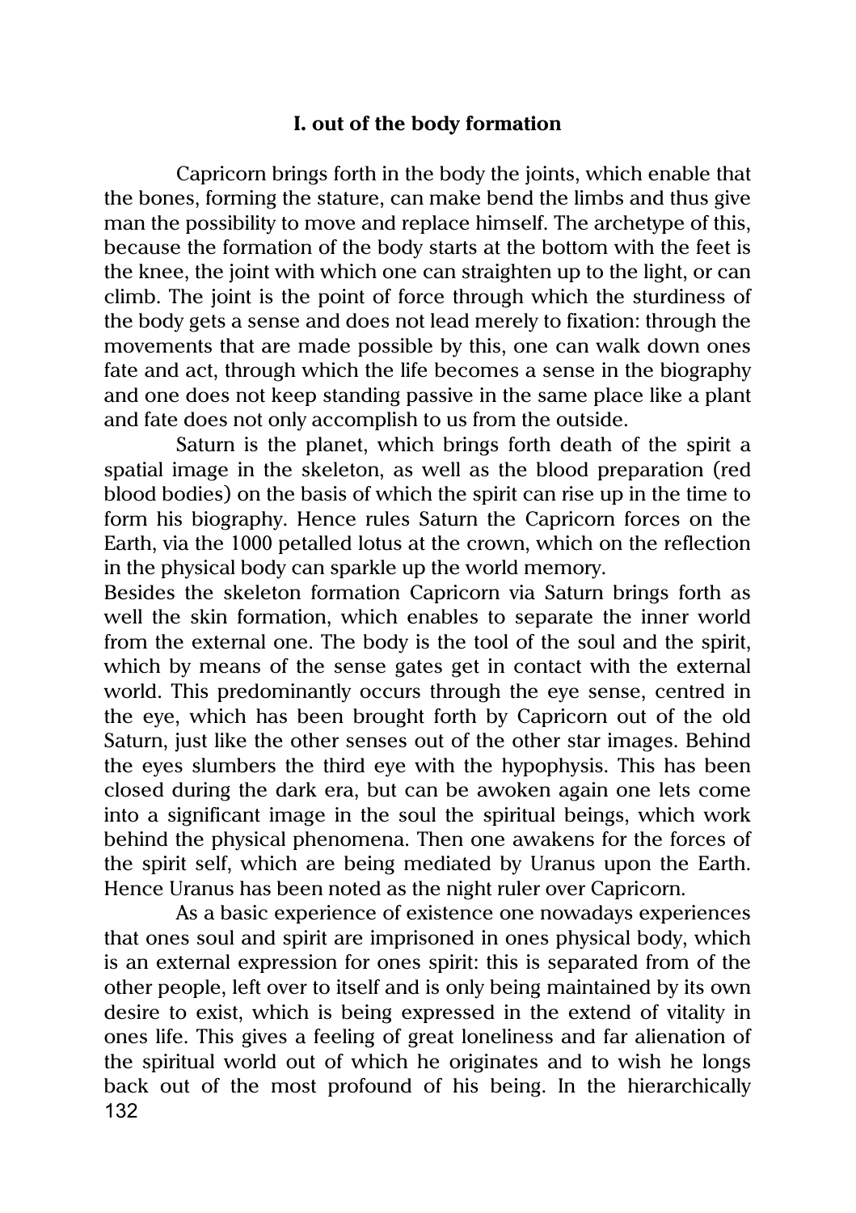### I. out of the body formation

Capricorn brings forth in the body the joints, which enable that the bones, forming the stature, can make bend the limbs and thus give man the possibility to move and replace himself. The archetype of this, because the formation of the body starts at the bottom with the feet is the knee, the joint with which one can straighten up to the light, or can climb. The joint is the point of force through which the sturdiness of the body gets a sense and does not lead merely to fixation: through the movements that are made possible by this, one can walk down ones fate and act, through which the life becomes a sense in the biography and one does not keep standing passive in the same place like a plant and fate does not only accomplish to us from the outside.

Saturn is the planet, which brings forth death of the spirit a spatial image in the skeleton, as well as the blood preparation (red blood bodies) on the basis of which the spirit can rise up in the time to form his biography. Hence rules Saturn the Capricorn forces on the Earth, via the 1000 petalled lotus at the crown, which on the reflection in the physical body can sparkle up the world memory.

Besides the skeleton formation Capricorn via Saturn brings forth as well the skin formation, which enables to separate the inner world from the external one. The body is the tool of the soul and the spirit, which by means of the sense gates get in contact with the external world. This predominantly occurs through the eye sense, centred in the eye, which has been brought forth by Capricorn out of the old Saturn, just like the other senses out of the other star images. Behind the eyes slumbers the third eye with the hypophysis. This has been closed during the dark era, but can be awoken again one lets come into a significant image in the soul the spiritual beings, which work behind the physical phenomena. Then one awakens for the forces of the spirit self, which are being mediated by Uranus upon the Earth. Hence Uranus has been noted as the night ruler over Capricorn.

As a basic experience of existence one nowadays experiences that ones soul and spirit are imprisoned in ones physical body, which is an external expression for ones spirit: this is separated from of the other people, left over to itself and is only being maintained by its own desire to exist, which is being expressed in the extend of vitality in ones life. This gives a feeling of great loneliness and far alienation of the spiritual world out of which he originates and to wish he longs back out of the most profound of his being. In the hierarchically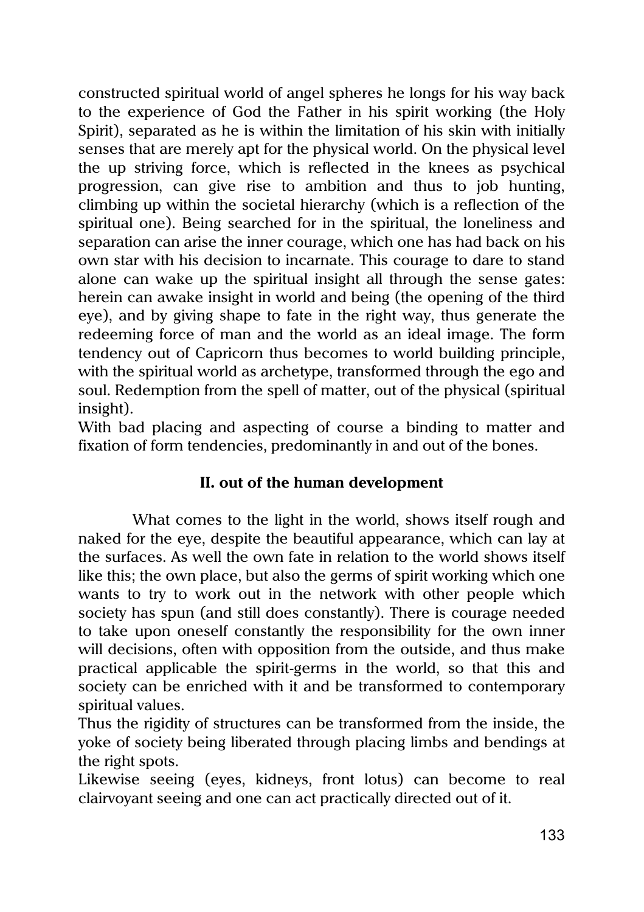constructed spiritual world of angel spheres he longs for his way back to the experience of God the Father in his spirit working (the Holy Spirit), separated as he is within the limitation of his skin with initially senses that are merely apt for the physical world. On the physical level the up striving force, which is reflected in the knees as psychical progression, can give rise to ambition and thus to job hunting, climbing up within the societal hierarchy (which is a reflection of the spiritual one). Being searched for in the spiritual, the loneliness and separation can arise the inner courage, which one has had back on his own star with his decision to incarnate. This courage to dare to stand alone can wake up the spiritual insight all through the sense gates: herein can awake insight in world and being (the opening of the third eye), and by giving shape to fate in the right way, thus generate the redeeming force of man and the world as an ideal image. The form tendency out of Capricorn thus becomes to world building principle, with the spiritual world as archetype, transformed through the ego and soul. Redemption from the spell of matter, out of the physical (spiritual insight).

With bad placing and aspecting of course a binding to matter and fixation of form tendencies, predominantly in and out of the bones.

### II. out of the human development

What comes to the light in the world, shows itself rough and naked for the eye, despite the beautiful appearance, which can lay at the surfaces. As well the own fate in relation to the world shows itself like this; the own place, but also the germs of spirit working which one wants to try to work out in the network with other people which society has spun (and still does constantly). There is courage needed to take upon oneself constantly the responsibility for the own inner will decisions, often with opposition from the outside, and thus make practical applicable the spirit-germs in the world, so that this and society can be enriched with it and be transformed to contemporary spiritual values.

Thus the rigidity of structures can be transformed from the inside, the yoke of society being liberated through placing limbs and bendings at the right spots.

Likewise seeing (eyes, kidneys, front lotus) can become to real clairvoyant seeing and one can act practically directed out of it.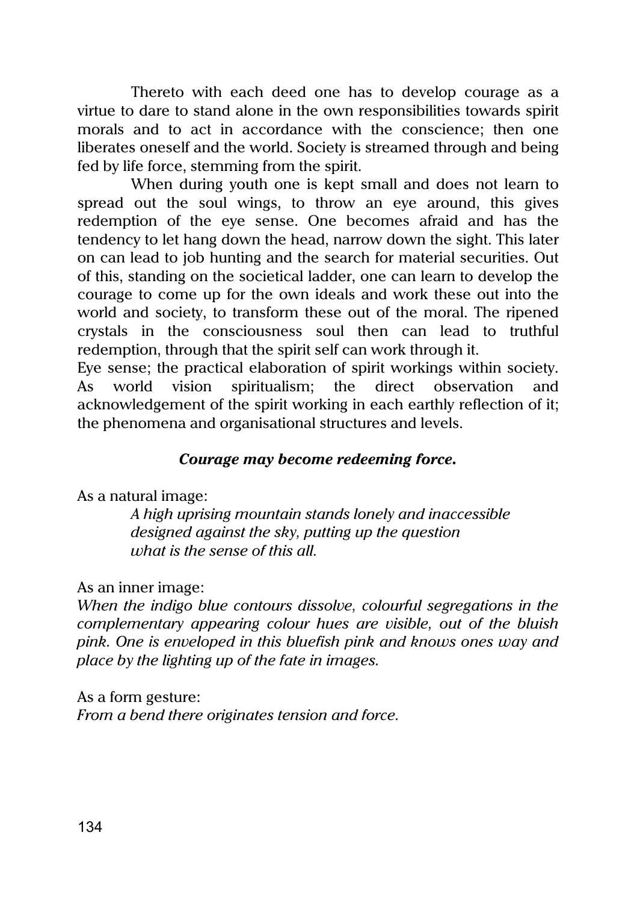Thereto with each deed one has to develop courage as a virtue to dare to stand alone in the own responsibilities towards spirit morals and to act in accordance with the conscience; then one liberates oneself and the world. Society is streamed through and being fed by life force, stemming from the spirit.

When during youth one is kept small and does not learn to spread out the soul wings, to throw an eye around, this gives redemption of the eye sense. One becomes afraid and has the tendency to let hang down the head, narrow down the sight. This later on can lead to job hunting and the search for material securities. Out of this, standing on the societical ladder, one can learn to develop the courage to come up for the own ideals and work these out into the world and society, to transform these out of the moral. The ripened crystals in the consciousness soul then can lead to truthful redemption, through that the spirit self can work through it.

Eye sense; the practical elaboration of spirit workings within society. As world vision spiritualism; the direct observation and acknowledgement of the spirit working in each earthly reflection of it; the phenomena and organisational structures and levels.

***Courage may become redeeming force.***

As a natural image:

*A high uprising mountain stands lonely and inaccessible designed against the sky, putting up the question what is the sense of this all.*

As an inner image:

*When the indigo blue contours dissolve, colourful segregations in the complementary appearing colour hues are visible, out of the bluish pink. One is enveloped in this bluefish pink and knows ones way and place by the lighting up of the fate in images.*

As a form gesture:

*From a bend there originates tension and force.*